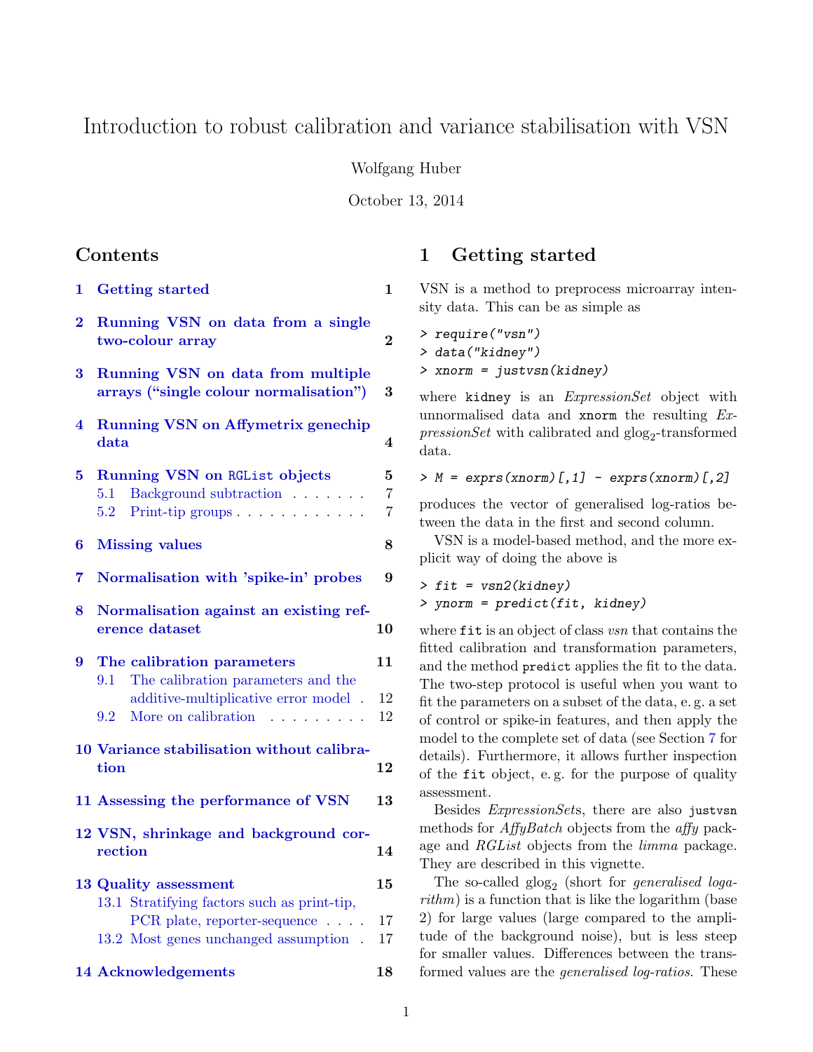# Introduction to robust calibration and variance stabilisation with VSN

Wolfgang Huber

October 13, 2014

## Contents

- **1 Getting started** 1
- **2 Running VSN on data from a single two-colour array** 2
- **3 Running VSN on data from multiple arrays ("single colour normalisation")** 3
- **4 Running VSN on Affymetrix genechip data** 4
- **5 Running VSN on `RGList` objects** 5
  - 5.1 Background subtraction 7
  - 5.2 Print-tip groups 7
- **6 Missing values** 8
- **7 Normalisation with 'spike-in' probes** 9
- **8 Normalisation against an existing reference dataset** 10
- **9 The calibration parameters** 11
  - 9.1 The calibration parameters and the additive-multiplicative error model 12
  - 9.2 More on calibration 12
- **10 Variance stabilisation without calibration** 12
- **11 Assessing the performance of VSN** 13
- **12 VSN, shrinkage and background correction** 14
- **13 Quality assessment** 15
  - 13.1 Stratifying factors such as print-tip, PCR plate, reporter-sequence 17
  - 13.2 Most genes unchanged assumption 17
- **14 Acknowledgements** 18

## 1 Getting started

VSN is a method to preprocess microarray intensity data. This can be as simple as

```
> require("vsn")
> data("kidney")
> xnorm = justvsn(kidney)
```

where `kidney` is an *ExpressionSet* object with unnormalised data and `xnorm` the resulting *ExpressionSet* with calibrated and $\text{glog}_2$-transformed data.

```
> M = exprs(xnorm)[,1] - exprs(xnorm)[,2]
```

produces the vector of generalised log-ratios between the data in the first and second column.

VSN is a model-based method, and the more explicit way of doing the above is

```
> fit = vsn2(kidney)
> ynorm = predict(fit, kidney)
```

where `fit` is an object of class *vsn* that contains the fitted calibration and transformation parameters, and the method `predict` applies the fit to the data. The two-step protocol is useful when you want to fit the parameters on a subset of the data, e. g. a set of control or spike-in features, and then apply the model to the complete set of data (see Section 7 for details). Furthermore, it allows further inspection of the `fit` object, e. g. for the purpose of quality assessment.

Besides *ExpressionSet*s, there are also `justvsn` methods for *AffyBatch* objects from the *affy* package and *RGList* objects from the *limma* package. They are described in this vignette.

The so-called $\text{glog}_2$ (short for *generalised logarithm*) is a function that is like the logarithm (base 2) for large values (large compared to the amplitude of the background noise), but is less steep for smaller values. Differences between the transformed values are the *generalised log-ratios*. These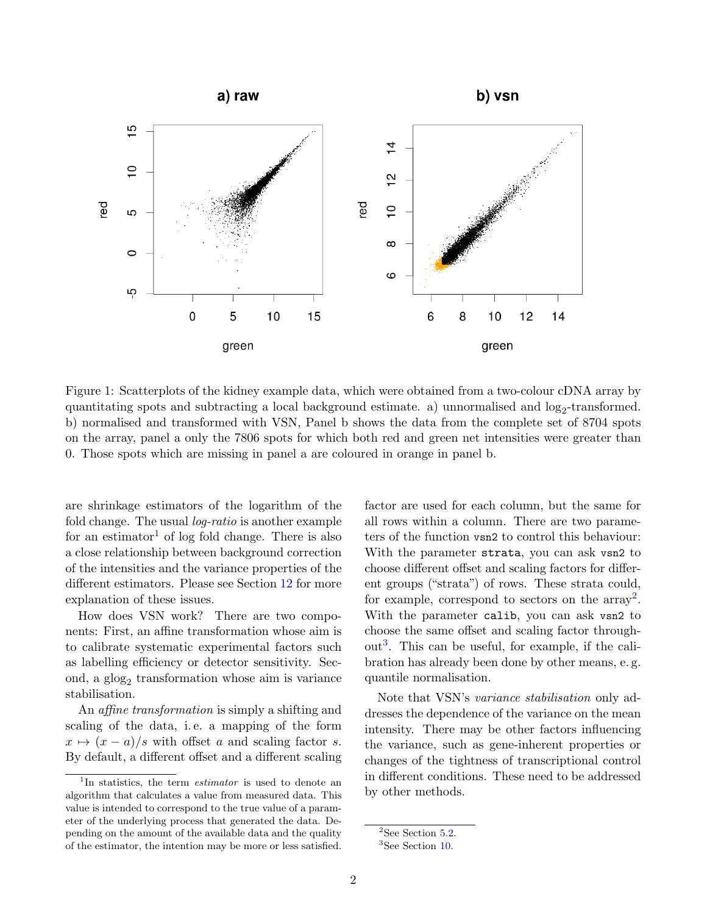Figure 1: Scatterplots of the kidney example data, which were obtained from a two-colour cDNA array by quantitating spots and subtracting a local background estimate. a) unnormalised and $\log_2$-transformed. b) normalised and transformed with VSN, Panel b shows the data from the complete set of 8704 spots on the array, panel a only the 7806 spots for which both red and green net intensities were greater than 0. Those spots which are missing in panel a are coloured in orange in panel b.

are shrinkage estimators of the logarithm of the fold change. The usual *log-ratio* is another example for an estimator[1] of log fold change. There is also a close relationship between background correction of the intensities and the variance properties of the different estimators. Please see Section 12 for more explanation of these issues.

How does VSN work? There are two components: First, an affine transformation whose aim is to calibrate systematic experimental factors such as labelling efficiency or detector sensitivity. Second, a $\text{glog}_2$ transformation whose aim is variance stabilisation.

An *affine transformation* is simply a shifting and scaling of the data, i. e. a mapping of the form $x \mapsto (x - a)/s$ with offset $a$ and scaling factor $s$. By default, a different offset and a different scaling factor are used for each column, but the same for all rows within a column. There are two parameters of the function `vsn2` to control this behaviour: With the parameter `strata`, you can ask `vsn2` to choose different offset and scaling factors for different groups ("strata") of rows. These strata could, for example, correspond to sectors on the array[2]. With the parameter `calib`, you can ask `vsn2` to choose the same offset and scaling factor throughout[3]. This can be useful, for example, if the calibration has already been done by other means, e. g. quantile normalisation.

Note that VSN's *variance stabilisation* only addresses the dependence of the variance on the mean intensity. There may be other factors influencing the variance, such as gene-inherent properties or changes of the tightness of transcriptional control in different conditions. These need to be addressed by other methods.

[1] In statistics, the term *estimator* is used to denote an algorithm that calculates a value from measured data. This value is intended to correspond to the true value of a parameter of the underlying process that generated the data. Depending on the amount of the available data and the quality of the estimator, the intention may be more or less satisfied.

[2] See Section 5.2.

[3] See Section 10.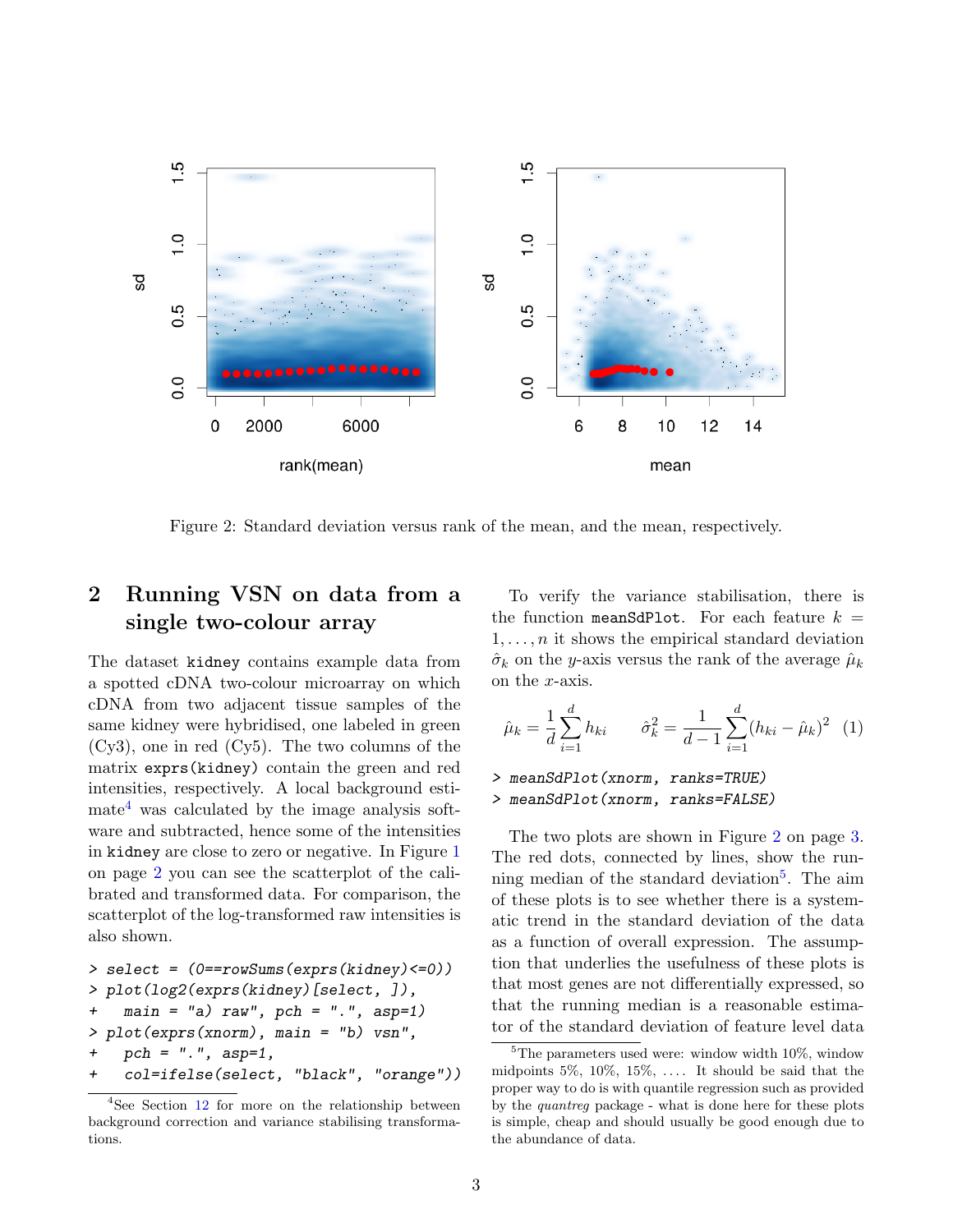Figure 2: Standard deviation versus rank of the mean, and the mean, respectively.

## 2 Running VSN on data from a single two-colour array

The dataset `kidney` contains example data from a spotted cDNA two-colour microarray on which cDNA from two adjacent tissue samples of the same kidney were hybridised, one labeled in green (Cy3), one in red (Cy5). The two columns of the matrix `exprs(kidney)` contain the green and red intensities, respectively. A local background estimate[4] was calculated by the image analysis software and subtracted, hence some of the intensities in `kidney` are close to zero or negative. In Figure 1 on page 2 you can see the scatterplot of the calibrated and transformed data. For comparison, the scatterplot of the log-transformed raw intensities is also shown.

```
> select = (0==rowSums(exprs(kidney)<=0))
> plot(log2(exprs(kidney)[select, ]),
+   main = "a) raw", pch = ".", asp=1)
> plot(exprs(xnorm), main = "b) vsn",
+   pch = ".", asp=1,
+   col=ifelse(select, "black", "orange"))
```

[4] See Section 12 for more on the relationship between background correction and variance stabilising transformations.

To verify the variance stabilisation, there is the function `meanSdPlot`. For each feature $k = 1, \ldots, n$ it shows the empirical standard deviation $\hat{\sigma}_k$ on the $y$-axis versus the rank of the average $\hat{\mu}_k$ on the $x$-axis.

$$\hat{\mu}_k = \frac{1}{d}\sum_{i=1}^{d} h_{ki} \qquad \hat{\sigma}_k^2 = \frac{1}{d-1}\sum_{i=1}^{d}(h_{ki} - \hat{\mu}_k)^2 \quad (1)$$

```
> meanSdPlot(xnorm, ranks=TRUE)
> meanSdPlot(xnorm, ranks=FALSE)
```

The two plots are shown in Figure 2 on page 3. The red dots, connected by lines, show the running median of the standard deviation[5]. The aim of these plots is to see whether there is a systematic trend in the standard deviation of the data as a function of overall expression. The assumption that underlies the usefulness of these plots is that most genes are not differentially expressed, so that the running median is a reasonable estimator of the standard deviation of feature level data

[5] The parameters used were: window width 10%, window midpoints 5%, 10%, 15%, .... It should be said that the proper way to do is with quantile regression such as provided by the *quantreg* package - what is done here for these plots is simple, cheap and should usually be good enough due to the abundance of data.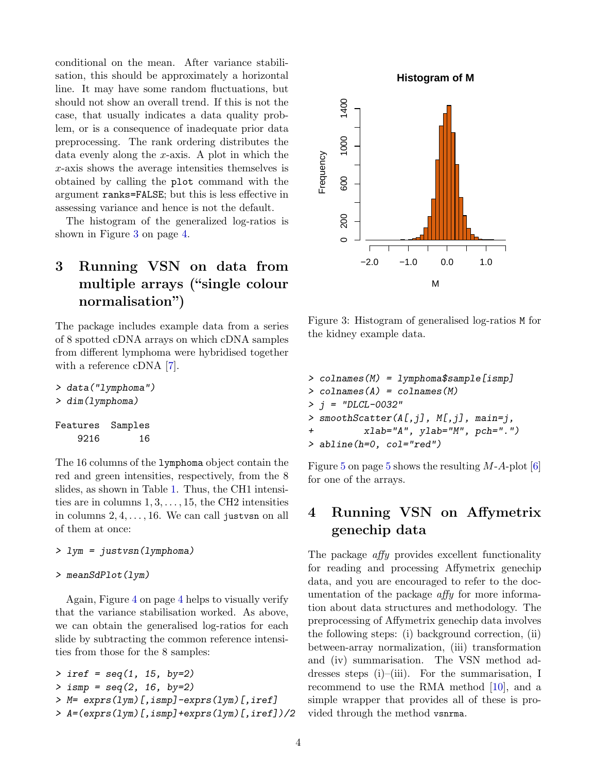conditional on the mean. After variance stabilisation, this should be approximately a horizontal line. It may have some random fluctuations, but should not show an overall trend. If this is not the case, that usually indicates a data quality problem, or is a consequence of inadequate prior data preprocessing. The rank ordering distributes the data evenly along the $x$-axis. A plot in which the $x$-axis shows the average intensities themselves is obtained by calling the `plot` command with the argument `ranks=FALSE`; but this is less effective in assessing variance and hence is not the default.

The histogram of the generalized log-ratios is shown in Figure 3 on page 4.

Figure 3: Histogram of generalised log-ratios `M` for the kidney example data.

## 3 Running VSN on data from multiple arrays ("single colour normalisation")

The package includes example data from a series of 8 spotted cDNA arrays on which cDNA samples from different lymphoma were hybridised together with a reference cDNA [7].

```
> data("lymphoma")
> dim(lymphoma)

Features  Samples
    9216       16
```

The 16 columns of the `lymphoma` object contain the red and green intensities, respectively, from the 8 slides, as shown in Table 1. Thus, the CH1 intensities are in columns $1, 3, \ldots, 15$, the CH2 intensities in columns $2, 4, \ldots, 16$. We can call `justvsn` on all of them at once:

```
> lym = justvsn(lymphoma)
```

```
> meanSdPlot(lym)
```

Again, Figure 4 on page 4 helps to visually verify that the variance stabilisation worked. As above, we can obtain the generalised log-ratios for each slide by subtracting the common reference intensities from those for the 8 samples:

```
> iref = seq(1, 15, by=2)
> ismp = seq(2, 16, by=2)
> M= exprs(lym)[,ismp]-exprs(lym)[,iref]
> A=(exprs(lym)[,ismp]+exprs(lym)[,iref])/2
```

```
> colnames(M) = lymphoma$sample[ismp]
> colnames(A) = colnames(M)
> j = "DLCL-0032"
> smoothScatter(A[,j], M[,j], main=j,
+          xlab="A", ylab="M", pch=".")
> abline(h=0, col="red")
```

Figure 5 on page 5 shows the resulting $M$-$A$-plot [6] for one of the arrays.

## 4 Running VSN on Affymetrix genechip data

The package *affy* provides excellent functionality for reading and processing Affymetrix genechip data, and you are encouraged to refer to the documentation of the package *affy* for more information about data structures and methodology. The preprocessing of Affymetrix genechip data involves the following steps: (i) background correction, (ii) between-array normalization, (iii) transformation and (iv) summarisation. The VSN method addresses steps (i)–(iii). For the summarisation, I recommend to use the RMA method [10], and a simple wrapper that provides all of these is provided through the method `vsnrma`.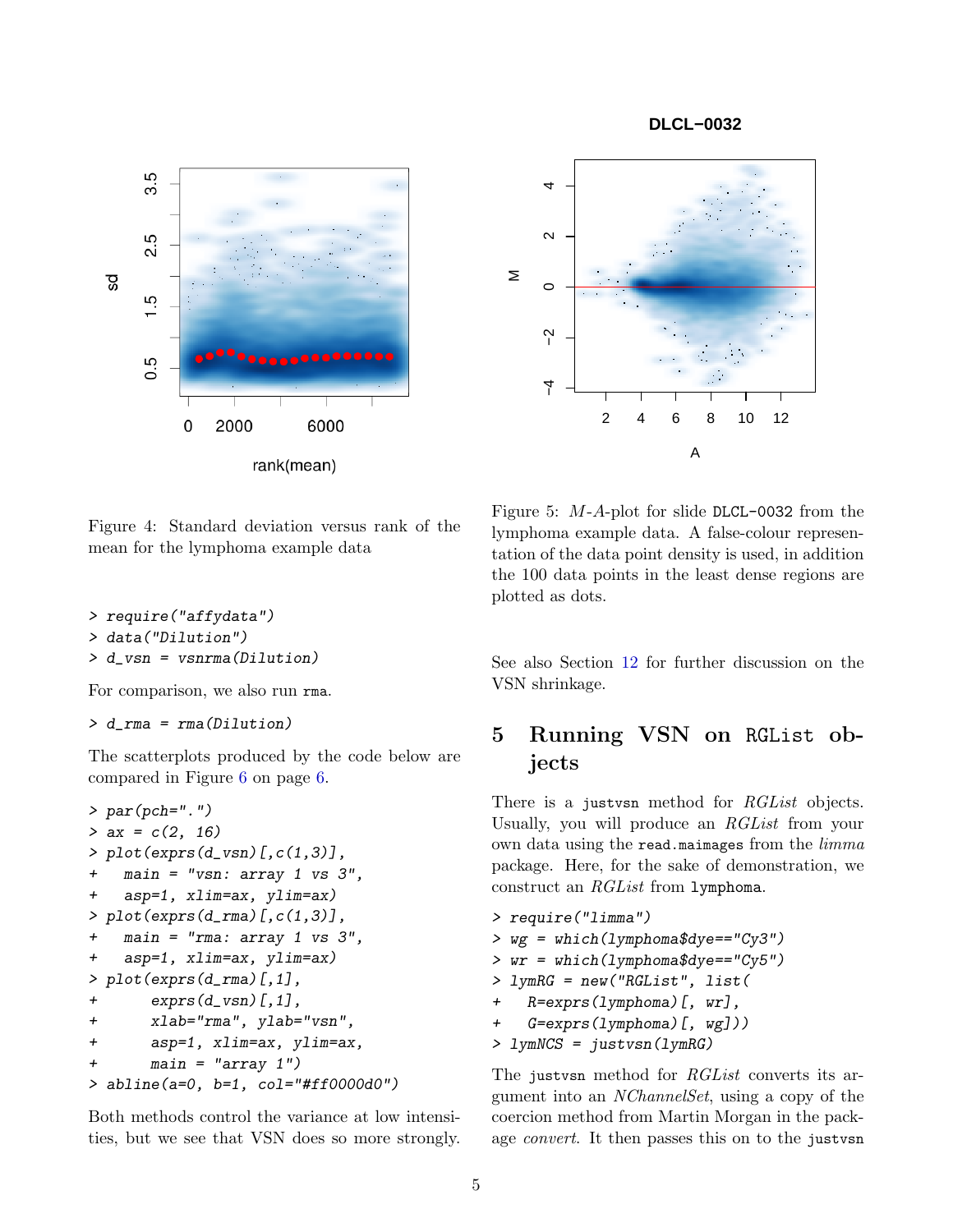Figure 4: Standard deviation versus rank of the mean for the lymphoma example data

Figure 5: $M$-$A$-plot for slide DLCL-0032 from the lymphoma example data. A false-colour representation of the data point density is used, in addition the 100 data points in the least dense regions are plotted as dots.

```
> require("affydata")
> data("Dilution")
> d_vsn = vsnrma(Dilution)
```

For comparison, we also run `rma`.

```
> d_rma = rma(Dilution)
```

The scatterplots produced by the code below are compared in Figure 6 on page 6.

```
> par(pch=".")
> ax = c(2, 16)
> plot(exprs(d_vsn)[,c(1,3)],
+   main = "vsn: array 1 vs 3",
+   asp=1, xlim=ax, ylim=ax)
> plot(exprs(d_rma)[,c(1,3)],
+   main = "rma: array 1 vs 3",
+   asp=1, xlim=ax, ylim=ax)
> plot(exprs(d_rma)[,1],
+      exprs(d_vsn)[,1],
+      xlab="rma", ylab="vsn",
+      asp=1, xlim=ax, ylim=ax,
+      main = "array 1")
> abline(a=0, b=1, col="#ff0000d0")
```

Both methods control the variance at low intensities, but we see that VSN does so more strongly.

See also Section 12 for further discussion on the VSN shrinkage.

## 5 Running VSN on `RGList` objects

There is a `justvsn` method for *RGList* objects. Usually, you will produce an *RGList* from your own data using the `read.maimages` from the *limma* package. Here, for the sake of demonstration, we construct an *RGList* from `lymphoma`.

```
> require("limma")
> wg = which(lymphoma$dye=="Cy3")
> wr = which(lymphoma$dye=="Cy5")
> lymRG = new("RGList", list(
+   R=exprs(lymphoma)[, wr],
+   G=exprs(lymphoma)[, wg]))
> lymNCS = justvsn(lymRG)
```

The `justvsn` method for *RGList* converts its argument into an *NChannelSet*, using a copy of the coercion method from Martin Morgan in the package *convert*. It then passes this on to the `justvsn`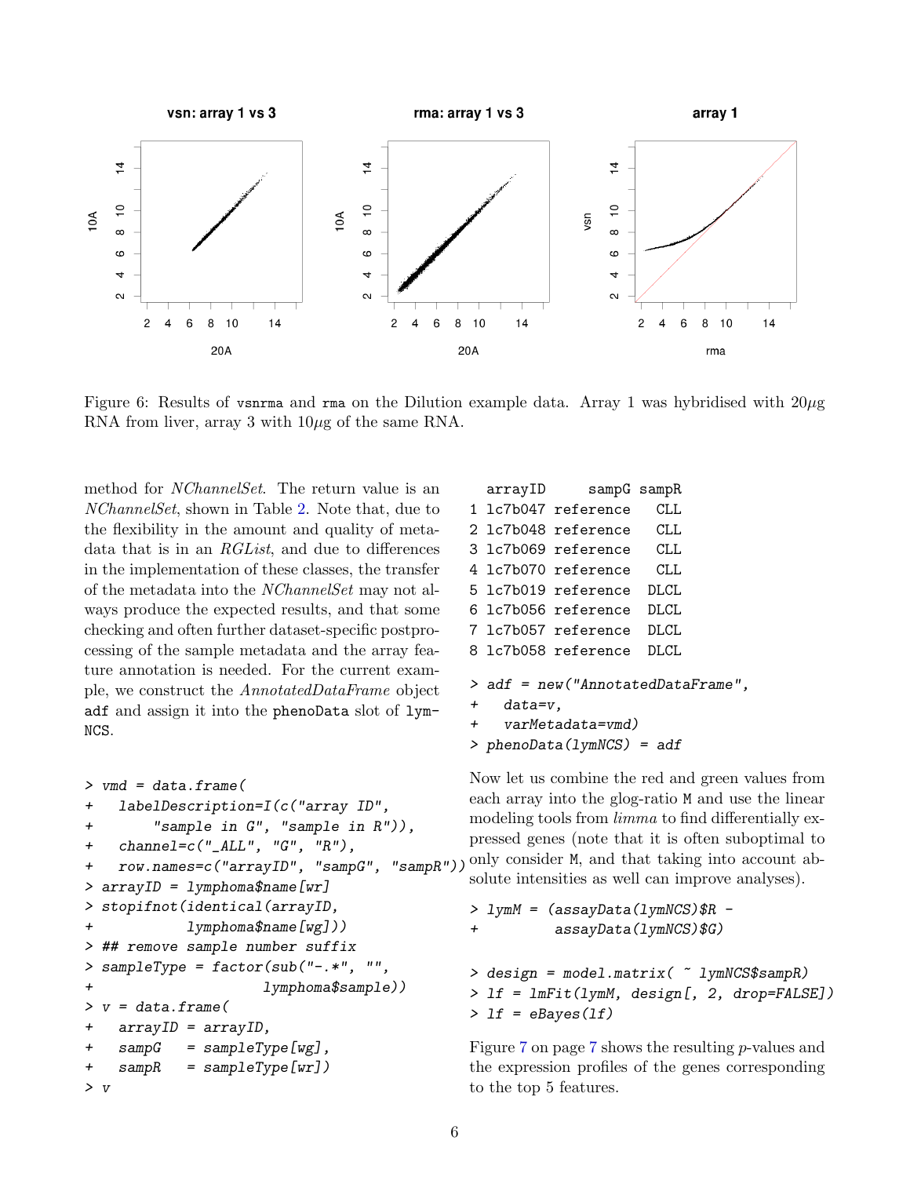Figure 6: Results of `vsnrma` and `rma` on the Dilution example data. Array 1 was hybridised with 20$\mu$g RNA from liver, array 3 with 10$\mu$g of the same RNA.

method for *NChannelSet*. The return value is an *NChannelSet*, shown in Table 2. Note that, due to the flexibility in the amount and quality of metadata that is in an *RGList*, and due to differences in the implementation of these classes, the transfer of the metadata into the *NChannelSet* may not always produce the expected results, and that some checking and often further dataset-specific postprocessing of the sample metadata and the array feature annotation is needed. For the current example, we construct the *AnnotatedDataFrame* object `adf` and assign it into the `phenoData` slot of `lymNCS`.

```
> vmd = data.frame(
+   labelDescription=I(c("array ID",
+       "sample in G", "sample in R")),
+   channel=c("_ALL", "G", "R"),
+   row.names=c("arrayID", "sampG", "sampR"))
> arrayID = lymphoma$name[wr]
> stopifnot(identical(arrayID,
+           lymphoma$name[wg]))
> ## remove sample number suffix
> sampleType = factor(sub("-.*", "",
+                     lymphoma$sample))
> v = data.frame(
+   arrayID = arrayID,
+   sampG   = sampleType[wg],
+   sampR   = sampleType[wr])
> v
```

```
  arrayID     sampG sampR
1 lc7b047 reference   CLL
2 lc7b048 reference   CLL
3 lc7b069 reference   CLL
4 lc7b070 reference   CLL
5 lc7b019 reference  DLCL
6 lc7b056 reference  DLCL
7 lc7b057 reference  DLCL
8 lc7b058 reference  DLCL
```

```
> adf = new("AnnotatedDataFrame",
+   data=v,
+   varMetadata=vmd)
> phenoData(lymNCS) = adf
```

Now let us combine the red and green values from each array into the glog-ratio `M` and use the linear modeling tools from *limma* to find differentially expressed genes (note that it is often suboptimal to only consider `M`, and that taking into account absolute intensities as well can improve analyses).

```
> lymM = (assayData(lymNCS)$R -
+         assayData(lymNCS)$G)

> design = model.matrix( ~ lymNCS$sampR)
> lf = lmFit(lymM, design[, 2, drop=FALSE])
> lf = eBayes(lf)
```

Figure 7 on page 7 shows the resulting $p$-values and the expression profiles of the genes corresponding to the top 5 features.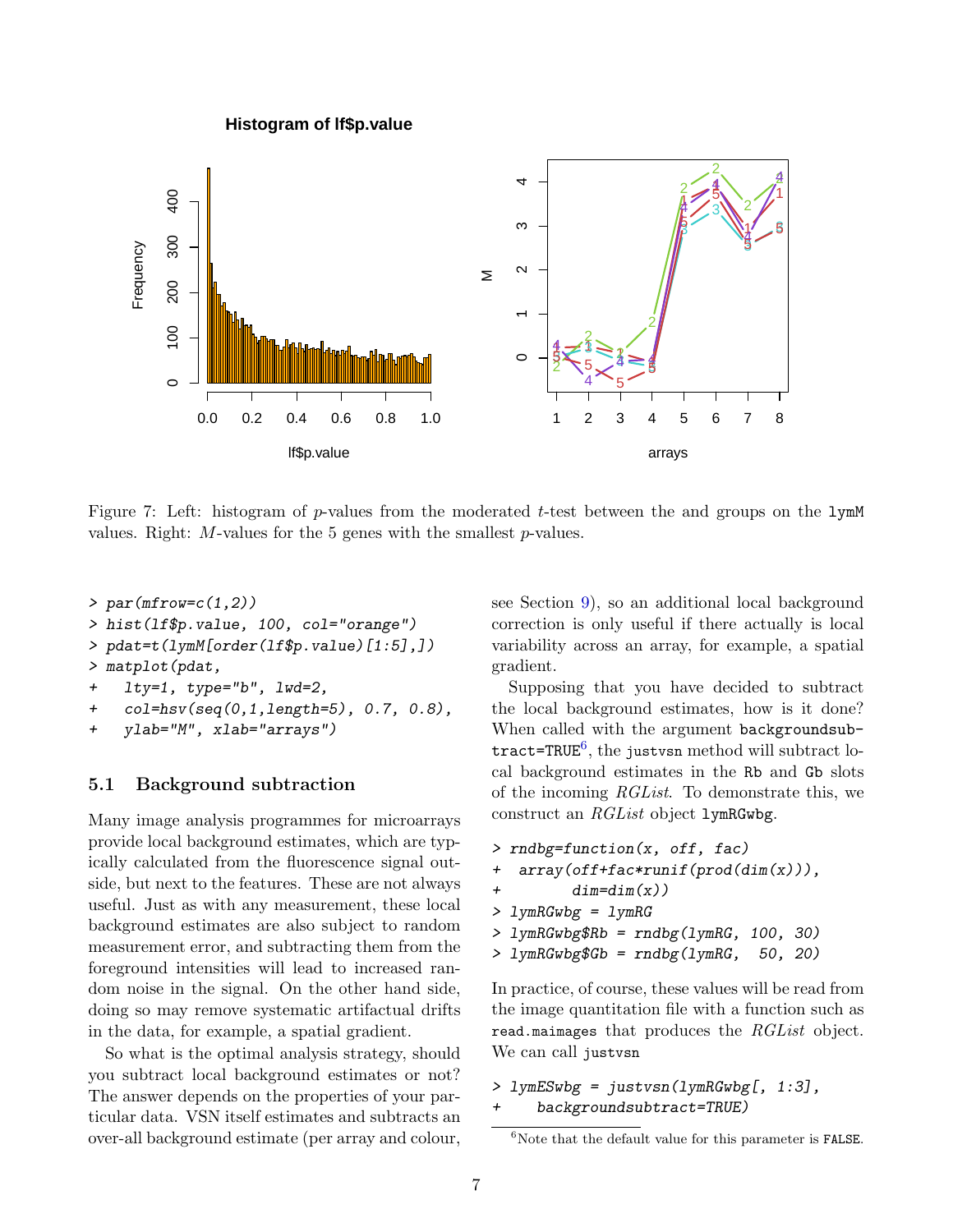Figure 7: Left: histogram of $p$-values from the moderated $t$-test between the and groups on the `lymM` values. Right: $M$-values for the 5 genes with the smallest $p$-values.

```
> par(mfrow=c(1,2))
> hist(lf$p.value, 100, col="orange")
> pdat=t(lymM[order(lf$p.value)[1:5],])
> matplot(pdat,
+   lty=1, type="b", lwd=2,
+   col=hsv(seq(0,1,length=5), 0.7, 0.8),
+   ylab="M", xlab="arrays")
```

### 5.1 Background subtraction

Many image analysis programmes for microarrays provide local background estimates, which are typically calculated from the fluorescence signal outside, but next to the features. These are not always useful. Just as with any measurement, these local background estimates are also subject to random measurement error, and subtracting them from the foreground intensities will lead to increased random noise in the signal. On the other hand side, doing so may remove systematic artifactual drifts in the data, for example, a spatial gradient.

So what is the optimal analysis strategy, should you subtract local background estimates or not? The answer depends on the properties of your particular data. VSN itself estimates and subtracts an over-all background estimate (per array and colour, see Section 9), so an additional local background correction is only useful if there actually is local variability across an array, for example, a spatial gradient.

Supposing that you have decided to subtract the local background estimates, how is it done? When called with the argument `backgroundsubtract=TRUE`[6], the `justvsn` method will subtract local background estimates in the `Rb` and `Gb` slots of the incoming *RGList*. To demonstrate this, we construct an *RGList* object `lymRGwbg`.

```
> rndbg=function(x, off, fac)
+  array(off+fac*runif(prod(dim(x))),
+        dim=dim(x))
> lymRGwbg = lymRG
> lymRGwbg$Rb = rndbg(lymRG, 100, 30)
> lymRGwbg$Gb = rndbg(lymRG,  50, 20)
```

In practice, of course, these values will be read from the image quantitation file with a function such as `read.maimages` that produces the *RGList* object. We can call `justvsn`

```
> lymESwbg = justvsn(lymRGwbg[, 1:3],
+    backgroundsubtract=TRUE)
```

[6]Note that the default value for this parameter is `FALSE`.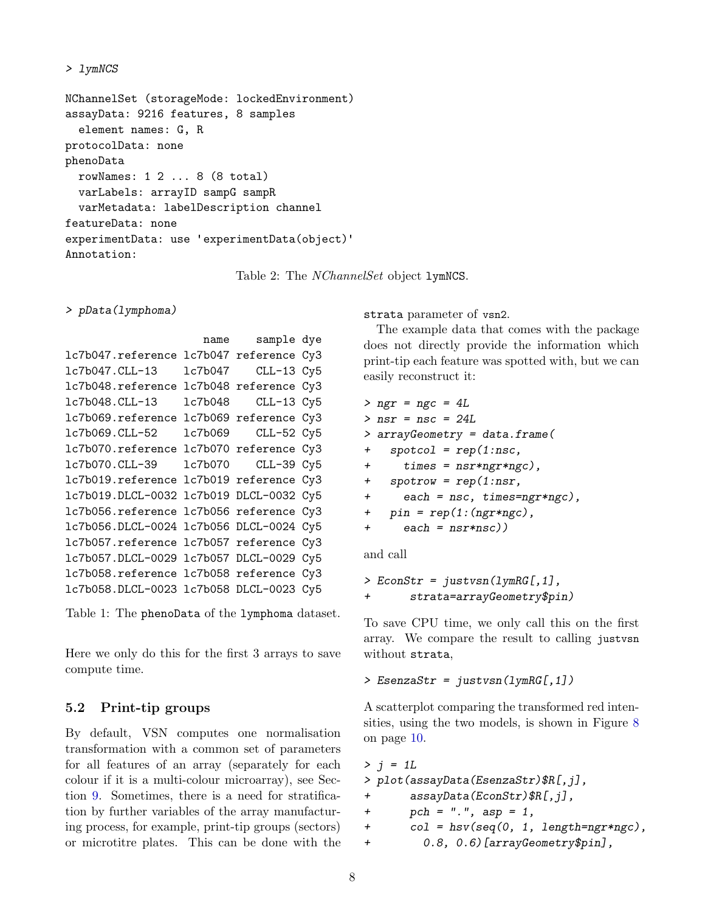```
> lymNCS

NChannelSet (storageMode: lockedEnvironment)
assayData: 9216 features, 8 samples
  element names: G, R
protocolData: none
phenoData
  rowNames: 1 2 ... 8 (8 total)
  varLabels: arrayID sampG sampR
  varMetadata: labelDescription channel
featureData: none
experimentData: use 'experimentData(object)'
Annotation:
```

Table 2: The *NChannelSet* object `lymNCS`.

```
> pData(lymphoma)

                     name    sample dye
lc7b047.reference lc7b047 reference Cy3
lc7b047.CLL-13    lc7b047    CLL-13 Cy5
lc7b048.reference lc7b048 reference Cy3
lc7b048.CLL-13    lc7b048    CLL-13 Cy5
lc7b069.reference lc7b069 reference Cy3
lc7b069.CLL-52    lc7b069    CLL-52 Cy5
lc7b070.reference lc7b070 reference Cy3
lc7b070.CLL-39    lc7b070    CLL-39 Cy5
lc7b019.reference lc7b019 reference Cy3
lc7b019.DLCL-0032 lc7b019 DLCL-0032 Cy5
lc7b056.reference lc7b056 reference Cy3
lc7b056.DLCL-0024 lc7b056 DLCL-0024 Cy5
lc7b057.reference lc7b057 reference Cy3
lc7b057.DLCL-0029 lc7b057 DLCL-0029 Cy5
lc7b058.reference lc7b058 reference Cy3
lc7b058.DLCL-0023 lc7b058 DLCL-0023 Cy5
```

Table 1: The `phenoData` of the `lymphoma` dataset.

Here we only do this for the first 3 arrays to save compute time.

## 5.2 Print-tip groups

By default, VSN computes one normalisation transformation with a common set of parameters for all features of an array (separately for each colour if it is a multi-colour microarray), see Section 9. Sometimes, there is a need for stratification by further variables of the array manufacturing process, for example, print-tip groups (sectors) or microtitre plates. This can be done with the `strata` parameter of `vsn2`.

The example data that comes with the package does not directly provide the information which print-tip each feature was spotted with, but we can easily reconstruct it:

```
> ngr = ngc = 4L
> nsr = nsc = 24L
> arrayGeometry = data.frame(
+   spotcol = rep(1:nsc,
+     times = nsr*ngr*ngc),
+   spotrow = rep(1:nsr,
+     each = nsc, times=ngr*ngc),
+   pin = rep(1:(ngr*ngc),
+     each = nsr*nsc))
```

and call

```
> EconStr = justvsn(lymRG[,1],
+      strata=arrayGeometry$pin)
```

To save CPU time, we only call this on the first array. We compare the result to calling `justvsn` without `strata`,

```
> EsenzaStr = justvsn(lymRG[,1])
```

A scatterplot comparing the transformed red intensities, using the two models, is shown in Figure 8 on page 10.

```
> j = 1L
> plot(assayData(EsenzaStr)$R[,j],
+      assayData(EconStr)$R[,j],
+      pch = ".", asp = 1,
+      col = hsv(seq(0, 1, length=ngr*ngc),
+        0.8, 0.6)[arrayGeometry$pin],
```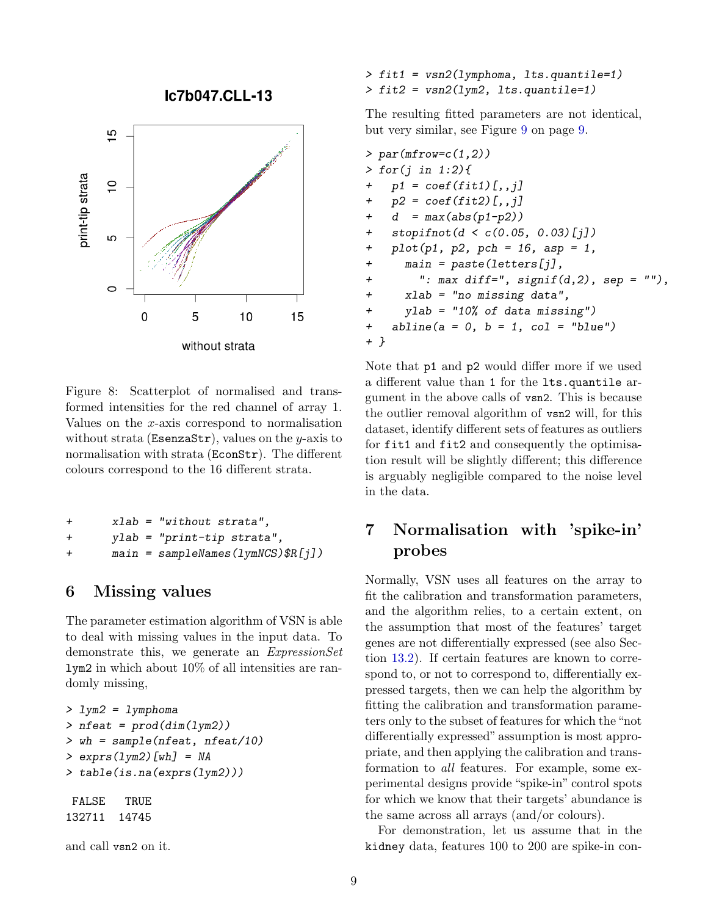Figure 8: Scatterplot of normalised and transformed intensities for the red channel of array 1. Values on the $x$-axis correspond to normalisation without strata (`EsenzaStr`), values on the $y$-axis to normalisation with strata (`EconStr`). The different colours correspond to the 16 different strata.

```
+       xlab = "without strata",
+       ylab = "print-tip strata",
+       main = sampleNames(lymNCS)$R[j])
```

## 6 Missing values

The parameter estimation algorithm of VSN is able to deal with missing values in the input data. To demonstrate this, we generate an *ExpressionSet* `lym2` in which about 10% of all intensities are randomly missing,

```
> lym2 = lymphoma
> nfeat = prod(dim(lym2))
> wh = sample(nfeat, nfeat/10)
> exprs(lym2)[wh] = NA
> table(is.na(exprs(lym2)))

 FALSE   TRUE
132711  14745
```

and call `vsn2` on it.

```
> fit1 = vsn2(lymphoma, lts.quantile=1)
> fit2 = vsn2(lym2, lts.quantile=1)
```

The resulting fitted parameters are not identical, but very similar, see Figure 9 on page 9.

```
> par(mfrow=c(1,2))
> for(j in 1:2){
+   p1 = coef(fit1)[,,j]
+   p2 = coef(fit2)[,,j]
+   d  = max(abs(p1-p2))
+   stopifnot(d < c(0.05, 0.03)[j])
+   plot(p1, p2, pch = 16, asp = 1,
+     main = paste(letters[j],
+       ": max diff=", signif(d,2), sep = ""),
+     xlab = "no missing data",
+     ylab = "10% of data missing")
+   abline(a = 0, b = 1, col = "blue")
+ }
```

Note that `p1` and `p2` would differ more if we used a different value than `1` for the `lts.quantile` argument in the above calls of `vsn2`. This is because the outlier removal algorithm of `vsn2` will, for this dataset, identify different sets of features as outliers for `fit1` and `fit2` and consequently the optimisation result will be slightly different; this difference is arguably negligible compared to the noise level in the data.

## 7 Normalisation with 'spike-in' probes

Normally, VSN uses all features on the array to fit the calibration and transformation parameters, and the algorithm relies, to a certain extent, on the assumption that most of the features' target genes are not differentially expressed (see also Section 13.2). If certain features are known to correspond to, or not to correspond to, differentially expressed targets, then we can help the algorithm by fitting the calibration and transformation parameters only to the subset of features for which the "not differentially expressed" assumption is most appropriate, and then applying the calibration and transformation to *all* features. For example, some experimental designs provide "spike-in" control spots for which we know that their targets' abundance is the same across all arrays (and/or colours).

For demonstration, let us assume that in the `kidney` data, features 100 to 200 are spike-in con-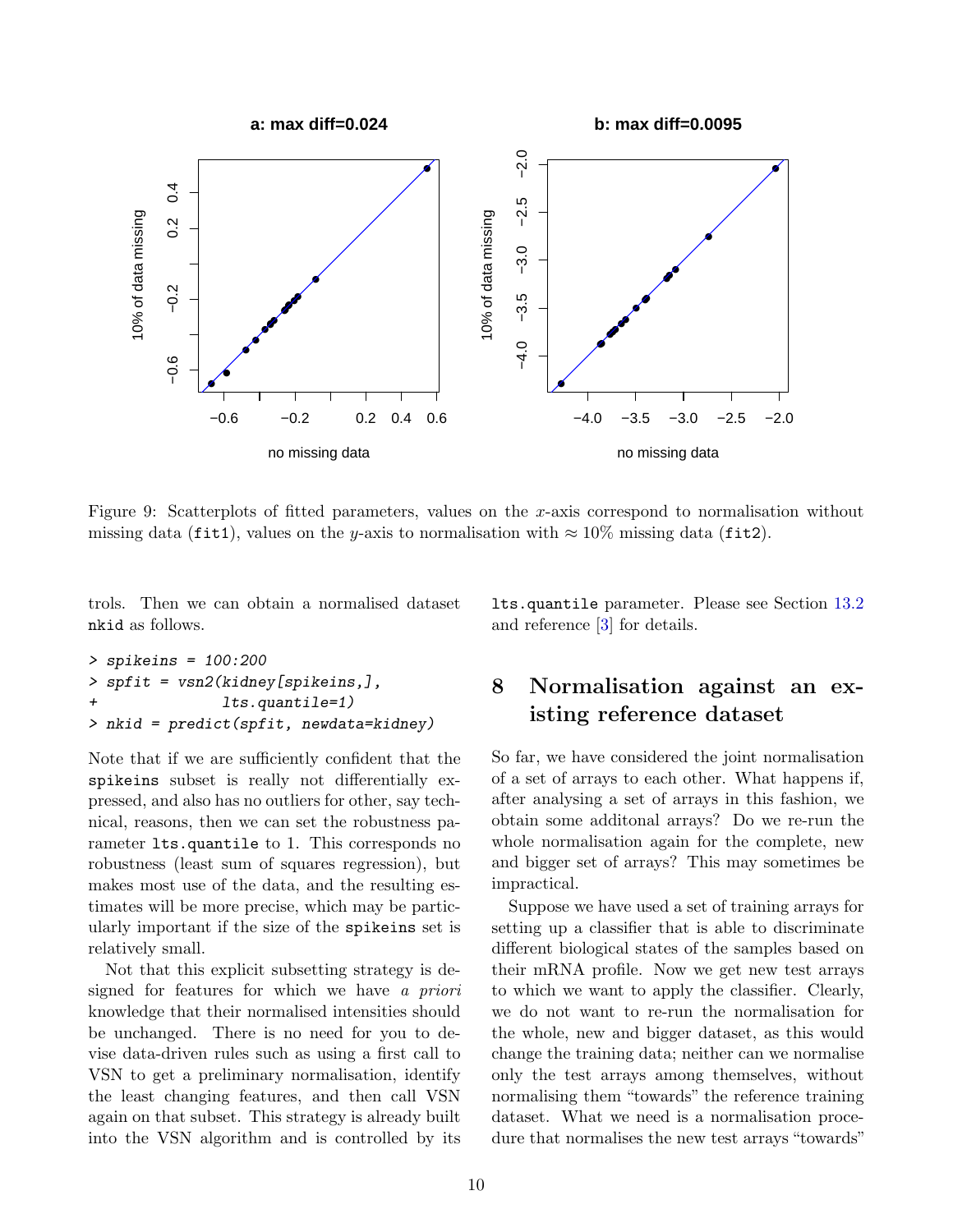Figure 9: Scatterplots of fitted parameters, values on the $x$-axis correspond to normalisation without missing data (fit1), values on the $y$-axis to normalisation with $\approx 10\%$ missing data (fit2).

trols. Then we can obtain a normalised dataset nkid as follows.

```
> spikeins = 100:200
> spfit = vsn2(kidney[spikeins,],
+              lts.quantile=1)
> nkid = predict(spfit, newdata=kidney)
```

Note that if we are sufficiently confident that the spikeins subset is really not differentially expressed, and also has no outliers for other, say technical, reasons, then we can set the robustness parameter lts.quantile to 1. This corresponds no robustness (least sum of squares regression), but makes most use of the data, and the resulting estimates will be more precise, which may be particularly important if the size of the spikeins set is relatively small.

Not that this explicit subsetting strategy is designed for features for which we have *a priori* knowledge that their normalised intensities should be unchanged. There is no need for you to devise data-driven rules such as using a first call to VSN to get a preliminary normalisation, identify the least changing features, and then call VSN again on that subset. This strategy is already built into the VSN algorithm and is controlled by its lts.quantile parameter. Please see Section 13.2 and reference [3] for details.

## 8 Normalisation against an existing reference dataset

So far, we have considered the joint normalisation of a set of arrays to each other. What happens if, after analysing a set of arrays in this fashion, we obtain some additonal arrays? Do we re-run the whole normalisation again for the complete, new and bigger set of arrays? This may sometimes be impractical.

Suppose we have used a set of training arrays for setting up a classifier that is able to discriminate different biological states of the samples based on their mRNA profile. Now we get new test arrays to which we want to apply the classifier. Clearly, we do not want to re-run the normalisation for the whole, new and bigger dataset, as this would change the training data; neither can we normalise only the test arrays among themselves, without normalising them "towards" the reference training dataset. What we need is a normalisation procedure that normalises the new test arrays "towards"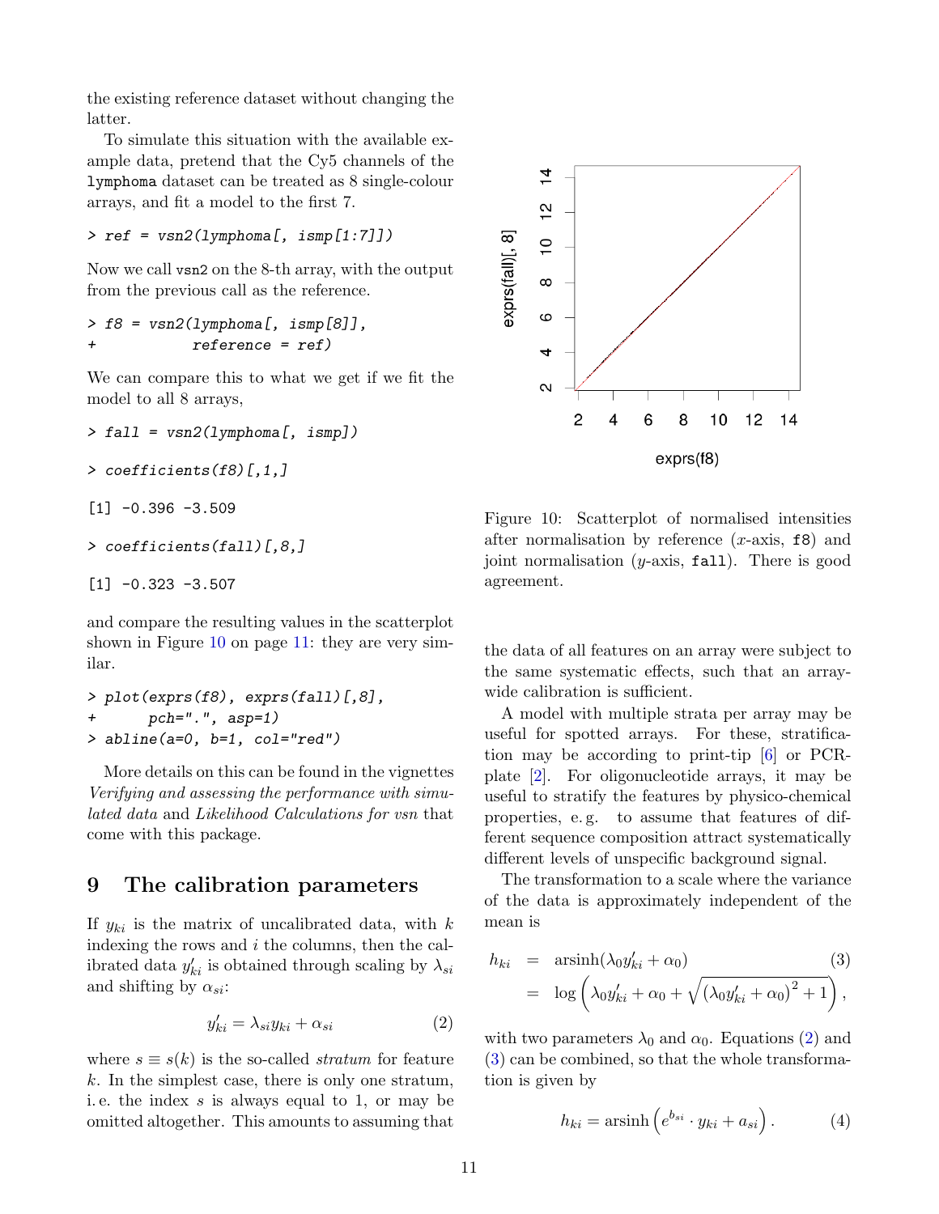the existing reference dataset without changing the latter.

To simulate this situation with the available example data, pretend that the Cy5 channels of the `lymphoma` dataset can be treated as 8 single-colour arrays, and fit a model to the first 7.

```
> ref = vsn2(lymphoma[, ismp[1:7]])
```

Now we call `vsn2` on the 8-th array, with the output from the previous call as the reference.

```
> f8 = vsn2(lymphoma[, ismp[8]],
+           reference = ref)
```

We can compare this to what we get if we fit the model to all 8 arrays,

```
> fall = vsn2(lymphoma[, ismp])
> coefficients(f8)[,1,]
[1] -0.396 -3.509
> coefficients(fall)[,8,]
[1] -0.323 -3.507
```

and compare the resulting values in the scatterplot shown in Figure 10 on page 11: they are very similar.

```
> plot(exprs(f8), exprs(fall)[,8],
+      pch=".", asp=1)
> abline(a=0, b=1, col="red")
```

More details on this can be found in the vignettes *Verifying and assessing the performance with simulated data* and *Likelihood Calculations for vsn* that come with this package.

Figure 10: Scatterplot of normalised intensities after normalisation by reference ($x$-axis, `f8`) and joint normalisation ($y$-axis, `fall`). There is good agreement.

## 9 The calibration parameters

If $y_{ki}$ is the matrix of uncalibrated data, with $k$ indexing the rows and $i$ the columns, then the calibrated data $y'_{ki}$ is obtained through scaling by $\lambda_{si}$ and shifting by $\alpha_{si}$:

$$y'_{ki} = \lambda_{si} y_{ki} + \alpha_{si} \tag{2}$$

where $s \equiv s(k)$ is the so-called *stratum* for feature $k$. In the simplest case, there is only one stratum, i.e. the index $s$ is always equal to 1, or may be omitted altogether. This amounts to assuming that the data of all features on an array were subject to the same systematic effects, such that an array-wide calibration is sufficient.

A model with multiple strata per array may be useful for spotted arrays. For these, stratification may be according to print-tip [6] or PCR-plate [2]. For oligonucleotide arrays, it may be useful to stratify the features by physico-chemical properties, e.g. to assume that features of different sequence composition attract systematically different levels of unspecific background signal.

The transformation to a scale where the variance of the data is approximately independent of the mean is

$$\begin{aligned} h_{ki} &= \operatorname{arsinh}(\lambda_0 y'_{ki} + \alpha_0) \qquad (3) \\ &= \log\left(\lambda_0 y'_{ki} + \alpha_0 + \sqrt{(\lambda_0 y'_{ki} + \alpha_0)^2 + 1}\right), \end{aligned}$$

with two parameters $\lambda_0$ and $\alpha_0$. Equations (2) and (3) can be combined, so that the whole transformation is given by

$$h_{ki} = \operatorname{arsinh}\left(e^{b_{si}} \cdot y_{ki} + a_{si}\right). \tag{4}$$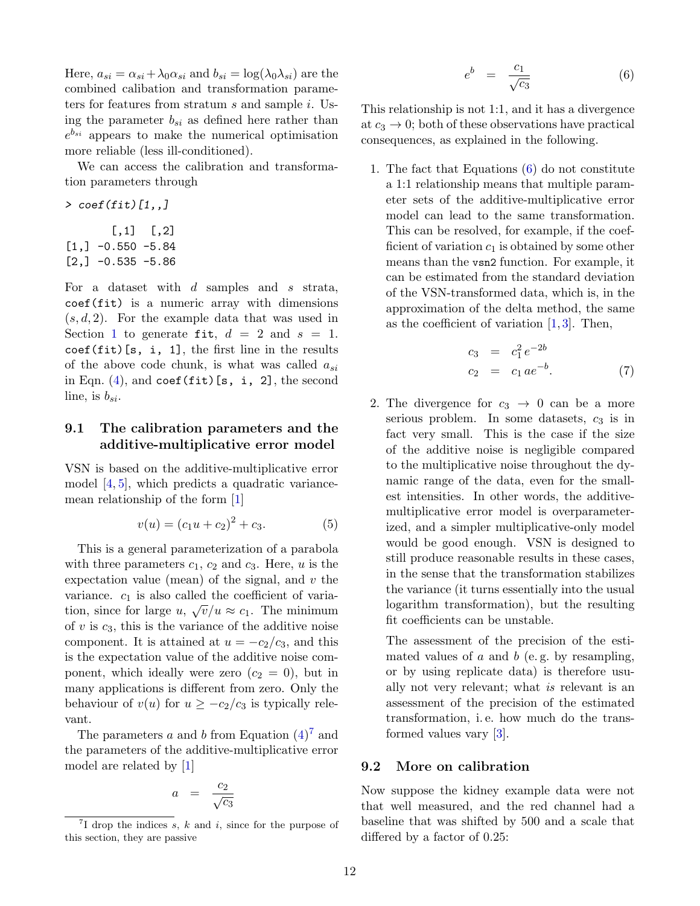Here, $a_{si} = \alpha_{si} + \lambda_0 \alpha_{si}$ and $b_{si} = \log(\lambda_0 \lambda_{si})$ are the combined calibration and transformation parameters for features from stratum $s$ and sample $i$. Using the parameter $b_{si}$ as defined here rather than $e^{b_{si}}$ appears to make the numerical optimisation more reliable (less ill-conditioned).

We can access the calibration and transformation parameters through

```
> coef(fit)[1,,]
```

```
       [,1]  [,2]
[1,] -0.550 -5.84
[2,] -0.535 -5.86
```

For a dataset with $d$ samples and $s$ strata, `coef(fit)` is a numeric array with dimensions $(s, d, 2)$. For the example data that was used in Section 1 to generate `fit`, $d = 2$ and $s = 1$. `coef(fit)[s, i, 1]`, the first line in the results of the above code chunk, is what was called $a_{si}$ in Eqn. (4), and `coef(fit)[s, i, 2]`, the second line, is $b_{si}$.

### 9.1 The calibration parameters and the additive-multiplicative error model

VSN is based on the additive-multiplicative error model [4, 5], which predicts a quadratic variance-mean relationship of the form [1]

$$v(u) = (c_1 u + c_2)^2 + c_3. \tag{5}$$

This is a general parameterization of a parabola with three parameters $c_1$, $c_2$ and $c_3$. Here, $u$ is the expectation value (mean) of the signal, and $v$ the variance. $c_1$ is also called the coefficient of variation, since for large $u$, $\sqrt{v}/u \approx c_1$. The minimum of $v$ is $c_3$, this is the variance of the additive noise component. It is attained at $u = -c_2/c_3$, and this is the expectation value of the additive noise component, which ideally were zero ($c_2 = 0$), but in many applications is different from zero. Only the behaviour of $v(u)$ for $u \geq -c_2/c_3$ is typically relevant.

The parameters $a$ and $b$ from Equation (4)[7] and the parameters of the additive-multiplicative error model are related by [1]

$$a = \frac{c_2}{\sqrt{c_3}}$$

$$e^b = \frac{c_1}{\sqrt{c_3}} \tag{6}$$

This relationship is not 1:1, and it has a divergence at $c_3 \to 0$; both of these observations have practical consequences, as explained in the following.

1. The fact that Equations (6) do not constitute a 1:1 relationship means that multiple parameter sets of the additive-multiplicative error model can lead to the same transformation. This can be resolved, for example, if the coefficient of variation $c_1$ is obtained by some other means than the `vsn2` function. For example, it can be estimated from the standard deviation of the VSN-transformed data, which is, in the approximation of the delta method, the same as the coefficient of variation [1, 3]. Then,

$$c_3 = c_1^2 e^{-2b}$$
$$c_2 = c_1 a e^{-b}. \tag{7}$$

2. The divergence for $c_3 \to 0$ can be a more serious problem. In some datasets, $c_3$ is in fact very small. This is the case if the size of the additive noise is negligible compared to the multiplicative noise throughout the dynamic range of the data, even for the smallest intensities. In other words, the additive-multiplicative error model is overparameterized, and a simpler multiplicative-only model would be good enough. VSN is designed to still produce reasonable results in these cases, in the sense that the transformation stabilizes the variance (it turns essentially into the usual logarithm transformation), but the resulting fit coefficients can be unstable.

   The assessment of the precision of the estimated values of $a$ and $b$ (e. g. by resampling, or by using replicate data) is therefore usually not very relevant; what *is* relevant is an assessment of the precision of the estimated transformation, i. e. how much do the transformed values vary [3].

### 9.2 More on calibration

Now suppose the kidney example data were not that well measured, and the red channel had a baseline that was shifted by 500 and a scale that differed by a factor of 0.25:

[7] I drop the indices $s$, $k$ and $i$, since for the purpose of this section, they are passive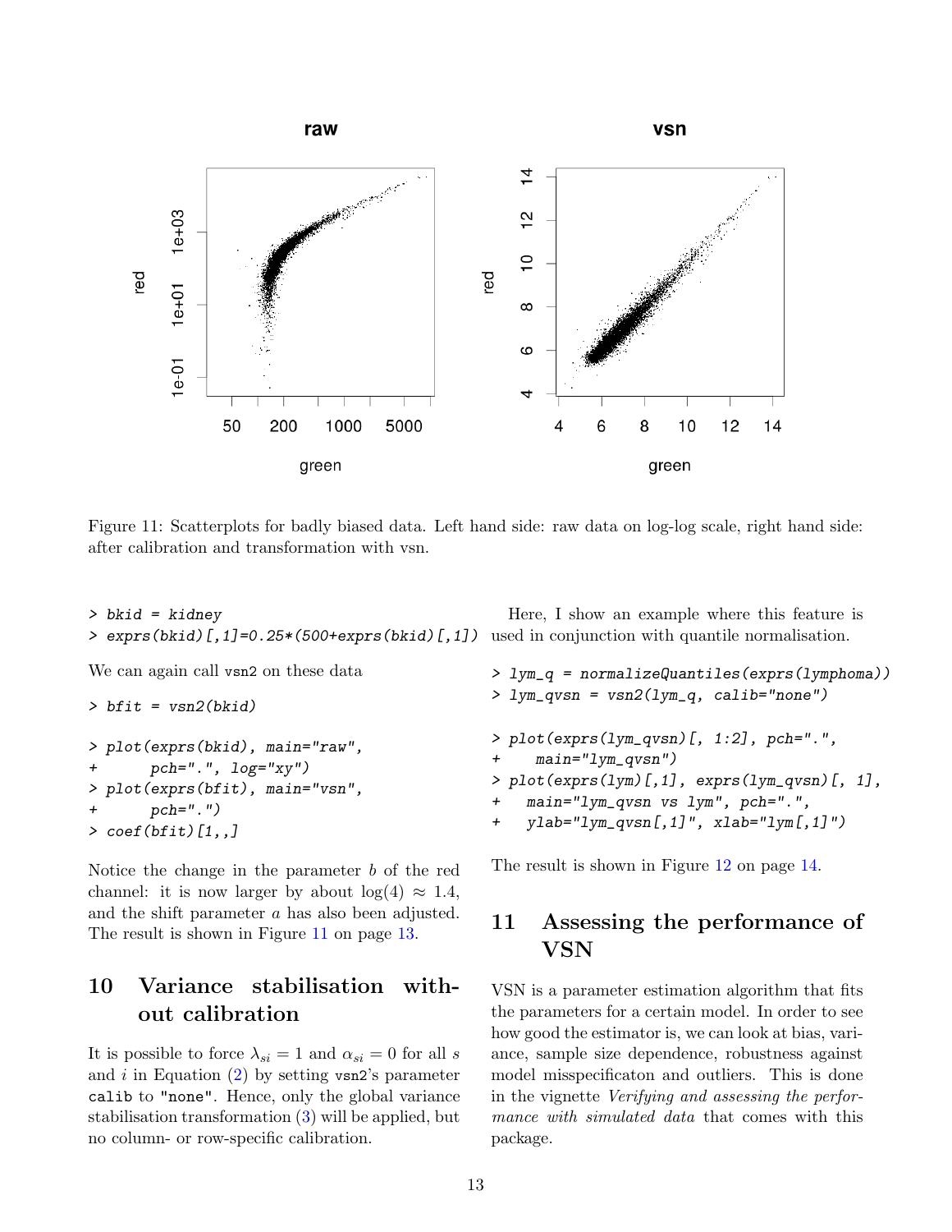Figure 11: Scatterplots for badly biased data. Left hand side: raw data on log-log scale, right hand side: after calibration and transformation with vsn.

```
> bkid = kidney
> exprs(bkid)[,1]=0.25*(500+exprs(bkid)[,1])
```

We can again call vsn2 on these data

```
> bfit = vsn2(bkid)
```

```
> plot(exprs(bkid), main="raw",
+      pch=".", log="xy")
> plot(exprs(bfit), main="vsn",
+      pch=".")
> coef(bfit)[1,,]
```

Notice the change in the parameter $b$ of the red channel: it is now larger by about $\log(4) \approx 1.4$, and the shift parameter $a$ has also been adjusted. The result is shown in Figure 11 on page 13.

## 10 Variance stabilisation without calibration

It is possible to force $\lambda_{si} = 1$ and $\alpha_{si} = 0$ for all $s$ and $i$ in Equation (2) by setting vsn2's parameter calib to "none". Hence, only the global variance stabilisation transformation (3) will be applied, but no column- or row-specific calibration.

Here, I show an example where this feature is used in conjunction with quantile normalisation.

```
> lym_q = normalizeQuantiles(exprs(lymphoma))
> lym_qvsn = vsn2(lym_q, calib="none")
```

```
> plot(exprs(lym_qvsn)[, 1:2], pch=".",
+    main="lym_qvsn")
> plot(exprs(lym)[,1], exprs(lym_qvsn)[, 1],
+    main="lym_qvsn vs lym", pch=".",
+    ylab="lym_qvsn[,1]", xlab="lym[,1]")
```

The result is shown in Figure 12 on page 14.

## 11 Assessing the performance of VSN

VSN is a parameter estimation algorithm that fits the parameters for a certain model. In order to see how good the estimator is, we can look at bias, variance, sample size dependence, robustness against model misspecificaton and outliers. This is done in the vignette *Verifying and assessing the performance with simulated data* that comes with this package.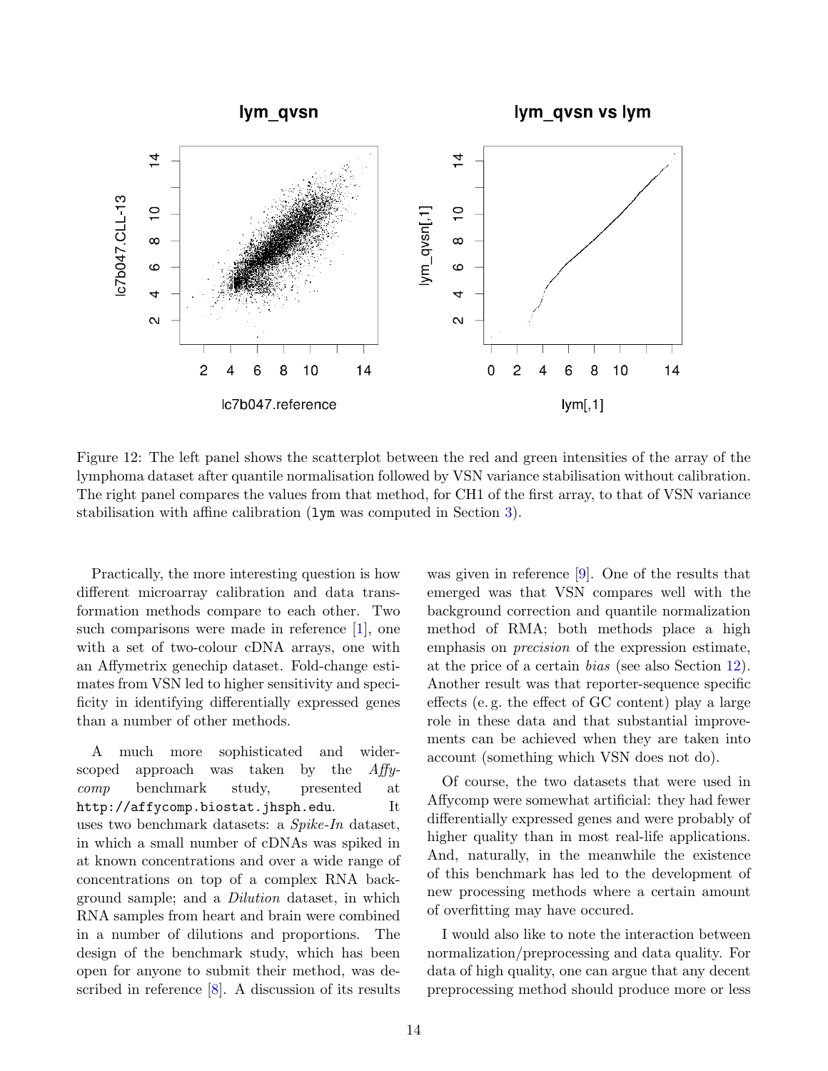Figure 12: The left panel shows the scatterplot between the red and green intensities of the array of the lymphoma dataset after quantile normalisation followed by VSN variance stabilisation without calibration. The right panel compares the values from that method, for CH1 of the first array, to that of VSN variance stabilisation with affine calibration (`lym` was computed in Section 3).

Practically, the more interesting question is how different microarray calibration and data transformation methods compare to each other. Two such comparisons were made in reference [1], one with a set of two-colour cDNA arrays, one with an Affymetrix genechip dataset. Fold-change estimates from VSN led to higher sensitivity and specificity in identifying differentially expressed genes than a number of other methods.

A much more sophisticated and wider-scoped approach was taken by the *Affycomp* benchmark study, presented at `http://affycomp.biostat.jhsph.edu`. It uses two benchmark datasets: a *Spike-In* dataset, in which a small number of cDNAs was spiked in at known concentrations and over a wide range of concentrations on top of a complex RNA background sample; and a *Dilution* dataset, in which RNA samples from heart and brain were combined in a number of dilutions and proportions. The design of the benchmark study, which has been open for anyone to submit their method, was described in reference [8]. A discussion of its results was given in reference [9]. One of the results that emerged was that VSN compares well with the background correction and quantile normalization method of RMA; both methods place a high emphasis on *precision* of the expression estimate, at the price of a certain *bias* (see also Section 12). Another result was that reporter-sequence specific effects (e. g. the effect of GC content) play a large role in these data and that substantial improvements can be achieved when they are taken into account (something which VSN does not do).

Of course, the two datasets that were used in Affycomp were somewhat artificial: they had fewer differentially expressed genes and were probably of higher quality than in most real-life applications. And, naturally, in the meanwhile the existence of this benchmark has led to the development of new processing methods where a certain amount of overfitting may have occured.

I would also like to note the interaction between normalization/preprocessing and data quality. For data of high quality, one can argue that any decent preprocessing method should produce more or less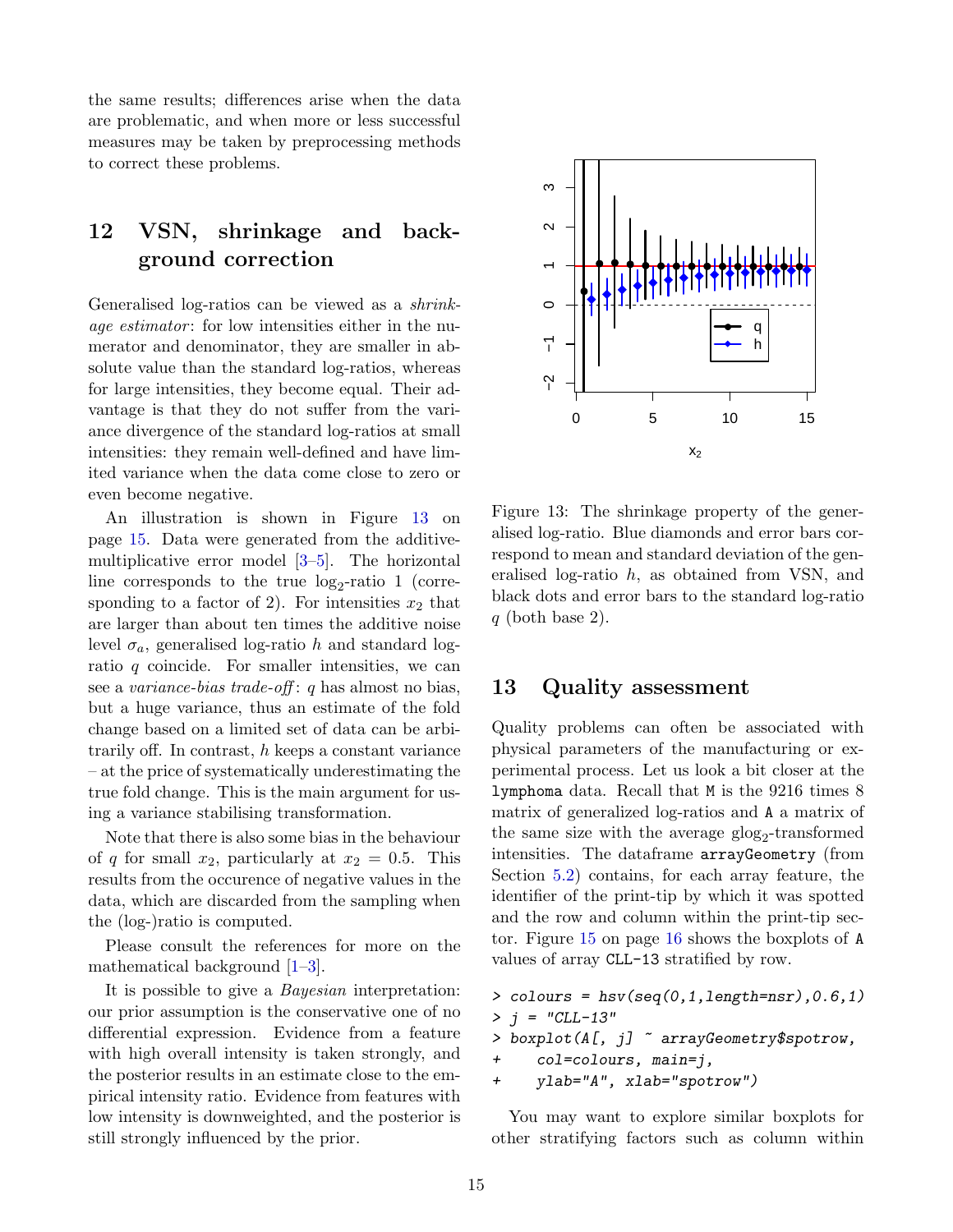the same results; differences arise when the data are problematic, and when more or less successful measures may be taken by preprocessing methods to correct these problems.

## 12 VSN, shrinkage and background correction

Generalised log-ratios can be viewed as a *shrinkage estimator*: for low intensities either in the numerator and denominator, they are smaller in absolute value than the standard log-ratios, whereas for large intensities, they become equal. Their advantage is that they do not suffer from the variance divergence of the standard log-ratios at small intensities: they remain well-defined and have limited variance when the data come close to zero or even become negative.

An illustration is shown in Figure 13 on page 15. Data were generated from the additive-multiplicative error model [3–5]. The horizontal line corresponds to the true $\log_2$-ratio 1 (corresponding to a factor of 2). For intensities $x_2$ that are larger than about ten times the additive noise level $\sigma_a$, generalised log-ratio $h$ and standard log-ratio $q$ coincide. For smaller intensities, we can see a *variance-bias trade-off*: $q$ has almost no bias, but a huge variance, thus an estimate of the fold change based on a limited set of data can be arbitrarily off. In contrast, $h$ keeps a constant variance – at the price of systematically underestimating the true fold change. This is the main argument for using a variance stabilising transformation.

Note that there is also some bias in the behaviour of $q$ for small $x_2$, particularly at $x_2 = 0.5$. This results from the occurence of negative values in the data, which are discarded from the sampling when the (log-)ratio is computed.

Please consult the references for more on the mathematical background [1–3].

It is possible to give a *Bayesian* interpretation: our prior assumption is the conservative one of no differential expression. Evidence from a feature with high overall intensity is taken strongly, and the posterior results in an estimate close to the empirical intensity ratio. Evidence from features with low intensity is downweighted, and the posterior is still strongly influenced by the prior.

Figure 13: The shrinkage property of the generalised log-ratio. Blue diamonds and error bars correspond to mean and standard deviation of the generalised log-ratio $h$, as obtained from VSN, and black dots and error bars to the standard log-ratio $q$ (both base 2).

## 13 Quality assessment

Quality problems can often be associated with physical parameters of the manufacturing or experimental process. Let us look a bit closer at the `lymphoma` data. Recall that `M` is the 9216 times 8 matrix of generalized log-ratios and `A` a matrix of the same size with the average $\text{glog}_2$-transformed intensities. The dataframe `arrayGeometry` (from Section 5.2) contains, for each array feature, the identifier of the print-tip by which it was spotted and the row and column within the print-tip sector. Figure 15 on page 16 shows the boxplots of `A` values of array `CLL-13` stratified by row.

```
> colours = hsv(seq(0,1,length=nsr),0.6,1)
> j = "CLL-13"
> boxplot(A[, j] ~ arrayGeometry$spotrow,
+     col=colours, main=j,
+     ylab="A", xlab="spotrow")
```

You may want to explore similar boxplots for other stratifying factors such as column within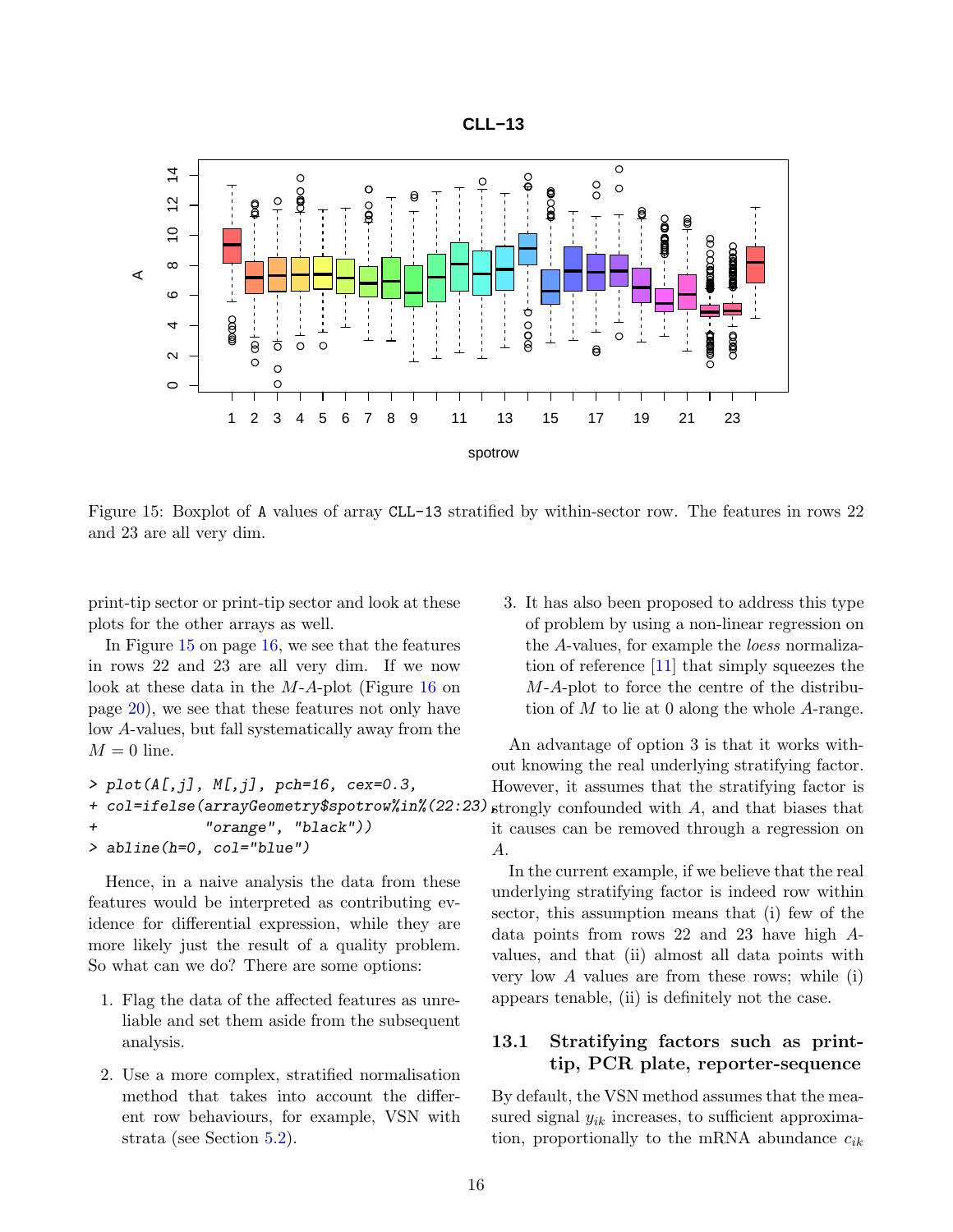Figure 15: Boxplot of A values of array CLL-13 stratified by within-sector row. The features in rows 22 and 23 are all very dim.

print-tip sector or print-tip sector and look at these plots for the other arrays as well.

In Figure 15 on page 16, we see that the features in rows 22 and 23 are all very dim. If we now look at these data in the $M$-$A$-plot (Figure 16 on page 20), we see that these features not only have low $A$-values, but fall systematically away from the $M = 0$ line.

```
> plot(A[,j], M[,j], pch=16, cex=0.3,
+ col=ifelse(arrayGeometry$spotrow%in%(22:23),
+              "orange", "black"))
> abline(h=0, col="blue")
```

Hence, in a naive analysis the data from these features would be interpreted as contributing evidence for differential expression, while they are more likely just the result of a quality problem. So what can we do? There are some options:

1. Flag the data of the affected features as unreliable and set them aside from the subsequent analysis.
2. Use a more complex, stratified normalisation method that takes into account the different row behaviours, for example, VSN with strata (see Section 5.2).
3. It has also been proposed to address this type of problem by using a non-linear regression on the $A$-values, for example the *loess* normalization of reference [11] that simply squeezes the $M$-$A$-plot to force the centre of the distribution of $M$ to lie at 0 along the whole $A$-range.

An advantage of option 3 is that it works without knowing the real underlying stratifying factor. However, it assumes that the stratifying factor is strongly confounded with $A$, and that biases that it causes can be removed through a regression on $A$.

In the current example, if we believe that the real underlying stratifying factor is indeed row within sector, this assumption means that (i) few of the data points from rows 22 and 23 have high $A$-values, and that (ii) almost all data points with very low $A$ values are from these rows; while (i) appears tenable, (ii) is definitely not the case.

## 13.1 Stratifying factors such as print-tip, PCR plate, reporter-sequence

By default, the VSN method assumes that the measured signal $y_{ik}$ increases, to sufficient approximation, proportionally to the mRNA abundance $c_{ik}$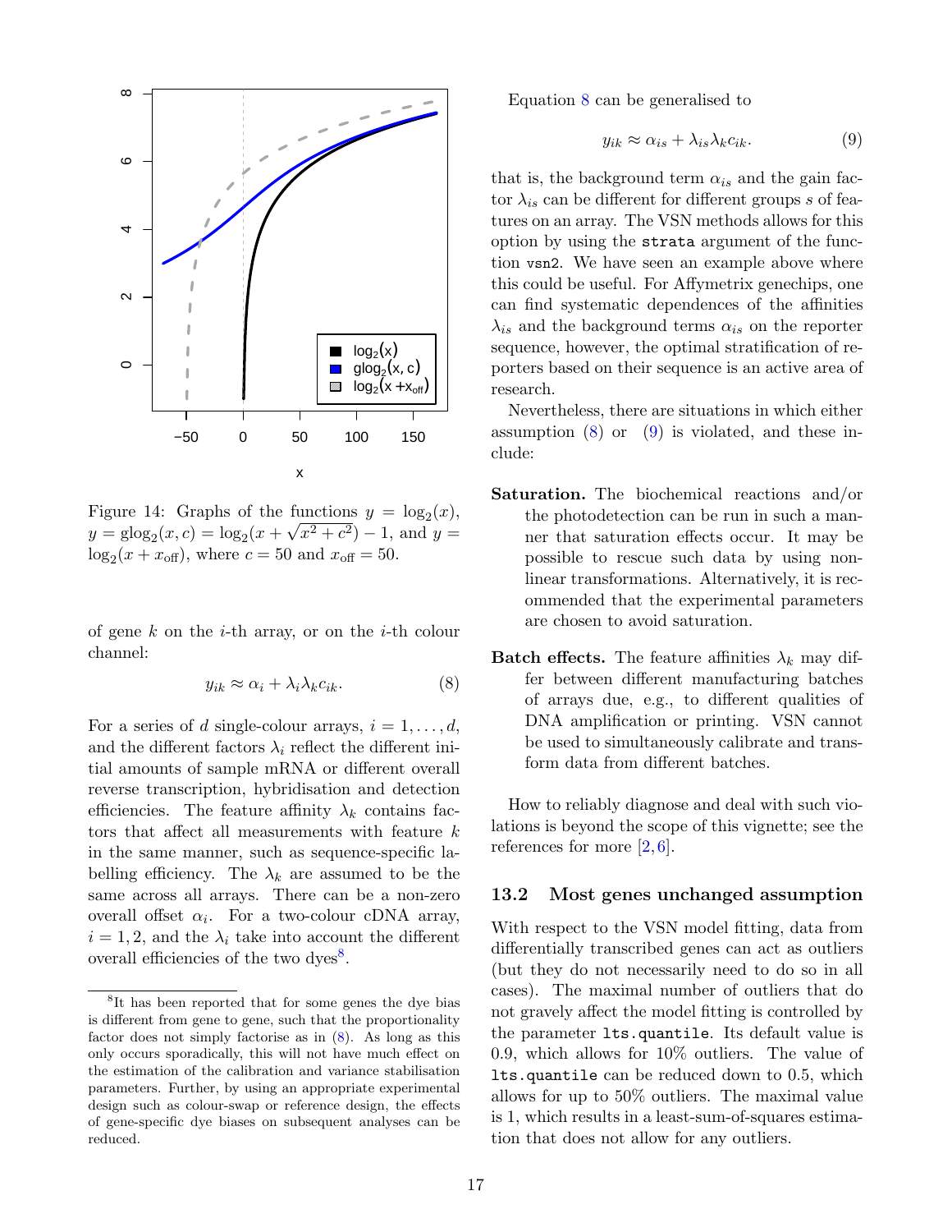Figure 14: Graphs of the functions $y = \log_2(x)$, $y = \text{glog}_2(x, c) = \log_2(x + \sqrt{x^2 + c^2}) - 1$, and $y = \log_2(x + x_{\text{off}})$, where $c = 50$ and $x_{\text{off}} = 50$.

of gene $k$ on the $i$-th array, or on the $i$-th colour channel:

$$y_{ik} \approx \alpha_i + \lambda_i \lambda_k c_{ik}. \tag{8}$$

For a series of $d$ single-colour arrays, $i = 1, \ldots, d$, and the different factors $\lambda_i$ reflect the different initial amounts of sample mRNA or different overall reverse transcription, hybridisation and detection efficiencies. The feature affinity $\lambda_k$ contains factors that affect all measurements with feature $k$ in the same manner, such as sequence-specific labelling efficiency. The $\lambda_k$ are assumed to be the same across all arrays. There can be a non-zero overall offset $\alpha_i$. For a two-colour cDNA array, $i = 1, 2$, and the $\lambda_i$ take into account the different overall efficiencies of the two dyes[8].

[8] It has been reported that for some genes the dye bias is different from gene to gene, such that the proportionality factor does not simply factorise as in (8). As long as this only occurs sporadically, this will not have much effect on the estimation of the calibration and variance stabilisation parameters. Further, by using an appropriate experimental design such as colour-swap or reference design, the effects of gene-specific dye biases on subsequent analyses can be reduced.

Equation 8 can be generalised to

$$y_{ik} \approx \alpha_{is} + \lambda_{is} \lambda_k c_{ik}. \tag{9}$$

that is, the background term $\alpha_{is}$ and the gain factor $\lambda_{is}$ can be different for different groups $s$ of features on an array. The VSN methods allows for this option by using the `strata` argument of the function `vsn2`. We have seen an example above where this could be useful. For Affymetrix genechips, one can find systematic dependences of the affinities $\lambda_{is}$ and the background terms $\alpha_{is}$ on the reporter sequence, however, the optimal stratification of reporters based on their sequence is an active area of research.

Nevertheless, there are situations in which either assumption (8) or (9) is violated, and these include:

**Saturation.** The biochemical reactions and/or the photodetection can be run in such a manner that saturation effects occur. It may be possible to rescue such data by using non-linear transformations. Alternatively, it is recommended that the experimental parameters are chosen to avoid saturation.

**Batch effects.** The feature affinities $\lambda_k$ may differ between different manufacturing batches of arrays due, e.g., to different qualities of DNA amplification or printing. VSN cannot be used to simultaneously calibrate and transform data from different batches.

How to reliably diagnose and deal with such violations is beyond the scope of this vignette; see the references for more [2, 6].

### 13.2 Most genes unchanged assumption

With respect to the VSN model fitting, data from differentially transcribed genes can act as outliers (but they do not necessarily need to do so in all cases). The maximal number of outliers that do not gravely affect the model fitting is controlled by the parameter `lts.quantile`. Its default value is 0.9, which allows for 10% outliers. The value of `lts.quantile` can be reduced down to 0.5, which allows for up to 50% outliers. The maximal value is 1, which results in a least-sum-of-squares estimation that does not allow for any outliers.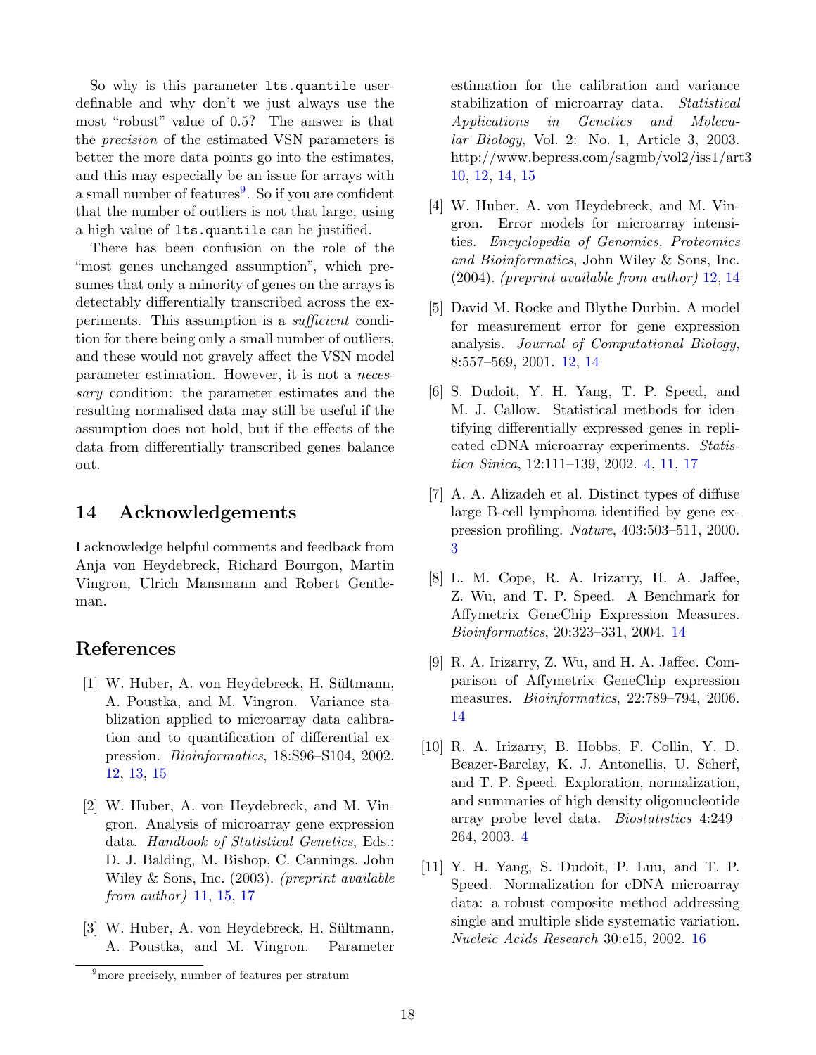So why is this parameter `lts.quantile` user-definable and why don't we just always use the most "robust" value of 0.5? The answer is that the *precision* of the estimated VSN parameters is better the more data points go into the estimates, and this may especially be an issue for arrays with a small number of features[9]. So if you are confident that the number of outliers is not that large, using a high value of `lts.quantile` can be justified.

There has been confusion on the role of the "most genes unchanged assumption", which presumes that only a minority of genes on the arrays is detectably differentially transcribed across the experiments. This assumption is a *sufficient* condition for there being only a small number of outliers, and these would not gravely affect the VSN model parameter estimation. However, it is not a *necessary* condition: the parameter estimates and the resulting normalised data may still be useful if the assumption does not hold, but if the effects of the data from differentially transcribed genes balance out.

## 14 Acknowledgements

I acknowledge helpful comments and feedback from Anja von Heydebreck, Richard Bourgon, Martin Vingron, Ulrich Mansmann and Robert Gentleman.

## References

[1] W. Huber, A. von Heydebreck, H. Sültmann, A. Poustka, and M. Vingron. Variance stablization applied to microarray data calibration and to quantification of differential expression. *Bioinformatics*, 18:S96–S104, 2002. 12, 13, 15

[2] W. Huber, A. von Heydebreck, and M. Vingron. Analysis of microarray gene expression data. *Handbook of Statistical Genetics*, Eds.: D. J. Balding, M. Bishop, C. Cannings. John Wiley & Sons, Inc. (2003). *(preprint available from author)* 11, 15, 17

[3] W. Huber, A. von Heydebreck, H. Sültmann, A. Poustka, and M. Vingron. Parameter estimation for the calibration and variance stabilization of microarray data. *Statistical Applications in Genetics and Molecular Biology*, Vol. 2: No. 1, Article 3, 2003. http://www.bepress.com/sagmb/vol2/iss1/art3 10, 12, 14, 15

[4] W. Huber, A. von Heydebreck, and M. Vingron. Error models for microarray intensities. *Encyclopedia of Genomics, Proteomics and Bioinformatics*, John Wiley & Sons, Inc. (2004). *(preprint available from author)* 12, 14

[5] David M. Rocke and Blythe Durbin. A model for measurement error for gene expression analysis. *Journal of Computational Biology*, 8:557–569, 2001. 12, 14

[6] S. Dudoit, Y. H. Yang, T. P. Speed, and M. J. Callow. Statistical methods for identifying differentially expressed genes in replicated cDNA microarray experiments. *Statistica Sinica*, 12:111–139, 2002. 4, 11, 17

[7] A. A. Alizadeh et al. Distinct types of diffuse large B-cell lymphoma identified by gene expression profiling. *Nature*, 403:503–511, 2000. 3

[8] L. M. Cope, R. A. Irizarry, H. A. Jaffee, Z. Wu, and T. P. Speed. A Benchmark for Affymetrix GeneChip Expression Measures. *Bioinformatics*, 20:323–331, 2004. 14

[9] R. A. Irizarry, Z. Wu, and H. A. Jaffee. Comparison of Affymetrix GeneChip expression measures. *Bioinformatics*, 22:789–794, 2006. 14

[10] R. A. Irizarry, B. Hobbs, F. Collin, Y. D. Beazer-Barclay, K. J. Antonellis, U. Scherf, and T. P. Speed. Exploration, normalization, and summaries of high density oligonucleotide array probe level data. *Biostatistics* 4:249–264, 2003. 4

[11] Y. H. Yang, S. Dudoit, P. Luu, and T. P. Speed. Normalization for cDNA microarray data: a robust composite method addressing single and multiple slide systematic variation. *Nucleic Acids Research* 30:e15, 2002. 16

[9] more precisely, number of features per stratum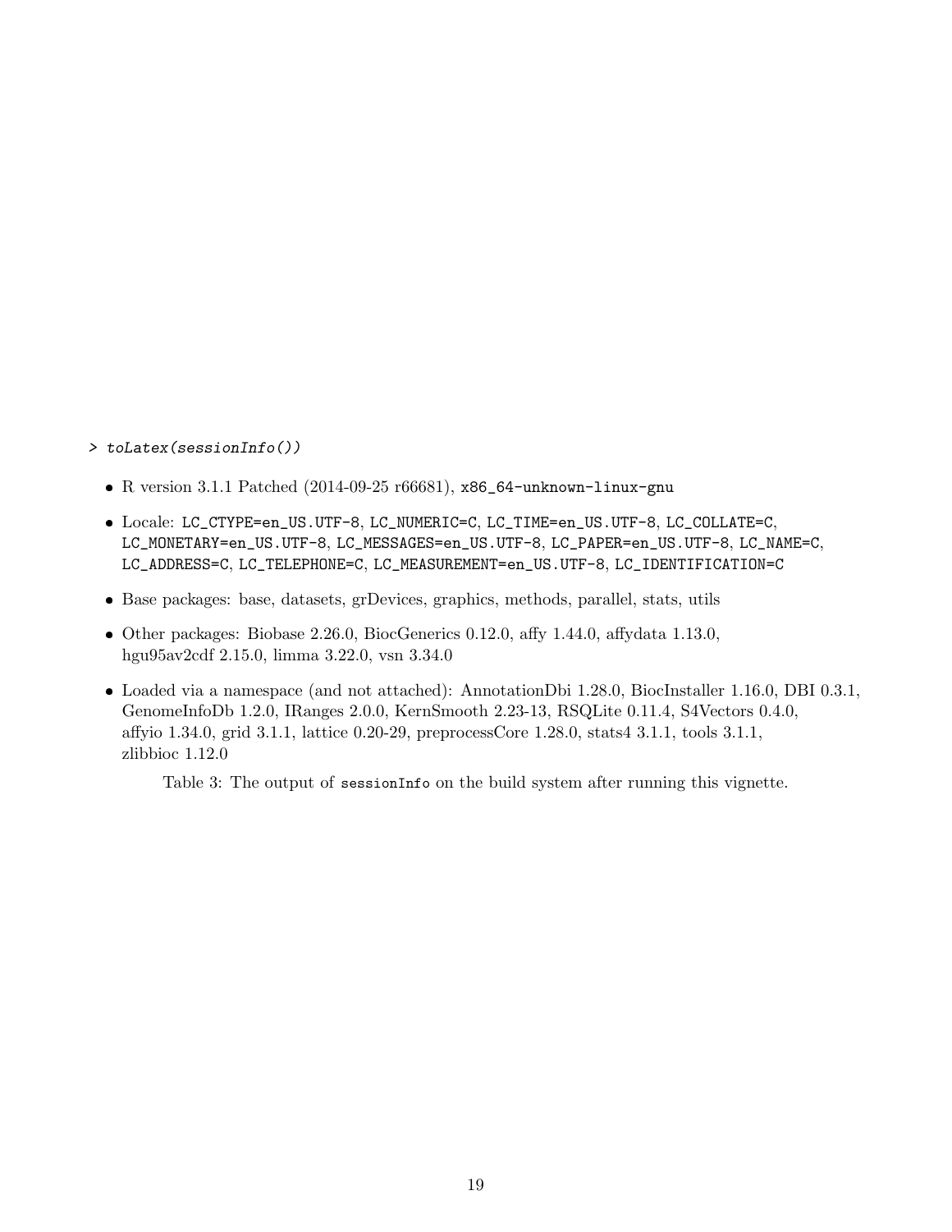```
> toLatex(sessionInfo())
```

- R version 3.1.1 Patched (2014-09-25 r66681), `x86_64-unknown-linux-gnu`
- Locale: `LC_CTYPE=en_US.UTF-8`, `LC_NUMERIC=C`, `LC_TIME=en_US.UTF-8`, `LC_COLLATE=C`, `LC_MONETARY=en_US.UTF-8`, `LC_MESSAGES=en_US.UTF-8`, `LC_PAPER=en_US.UTF-8`, `LC_NAME=C`, `LC_ADDRESS=C`, `LC_TELEPHONE=C`, `LC_MEASUREMENT=en_US.UTF-8`, `LC_IDENTIFICATION=C`
- Base packages: base, datasets, grDevices, graphics, methods, parallel, stats, utils
- Other packages: Biobase 2.26.0, BiocGenerics 0.12.0, affy 1.44.0, affydata 1.13.0, hgu95av2cdf 2.15.0, limma 3.22.0, vsn 3.34.0
- Loaded via a namespace (and not attached): AnnotationDbi 1.28.0, BiocInstaller 1.16.0, DBI 0.3.1, GenomeInfoDb 1.2.0, IRanges 2.0.0, KernSmooth 2.23-13, RSQLite 0.11.4, S4Vectors 0.4.0, affyio 1.34.0, grid 3.1.1, lattice 0.20-29, preprocessCore 1.28.0, stats4 3.1.1, tools 3.1.1, zlibbioc 1.12.0

Table 3: The output of `sessionInfo` on the build system after running this vignette.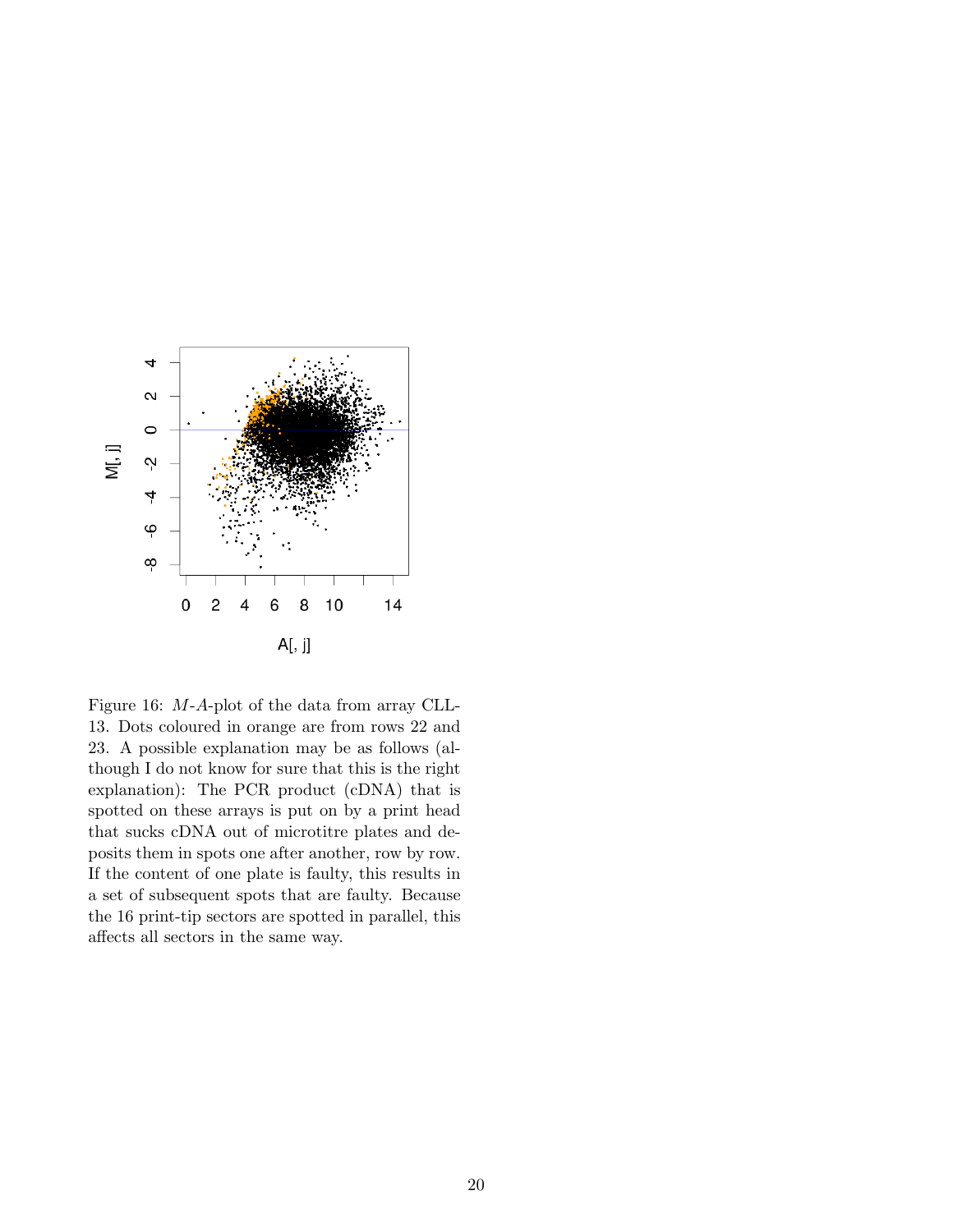4
2
0
-2
-4
-6
-8

M[, j]

0 2 4 6 8 10 14

A[, j]

Figure 16: *M*-*A*-plot of the data from array CLL-13. Dots coloured in orange are from rows 22 and 23. A possible explanation may be as follows (although I do not know for sure that this is the right explanation): The PCR product (cDNA) that is spotted on these arrays is put on by a print head that sucks cDNA out of microtitre plates and deposits them in spots one after another, row by row. If the content of one plate is faulty, this results in a set of subsequent spots that are faulty. Because the 16 print-tip sectors are spotted in parallel, this affects all sectors in the same way.